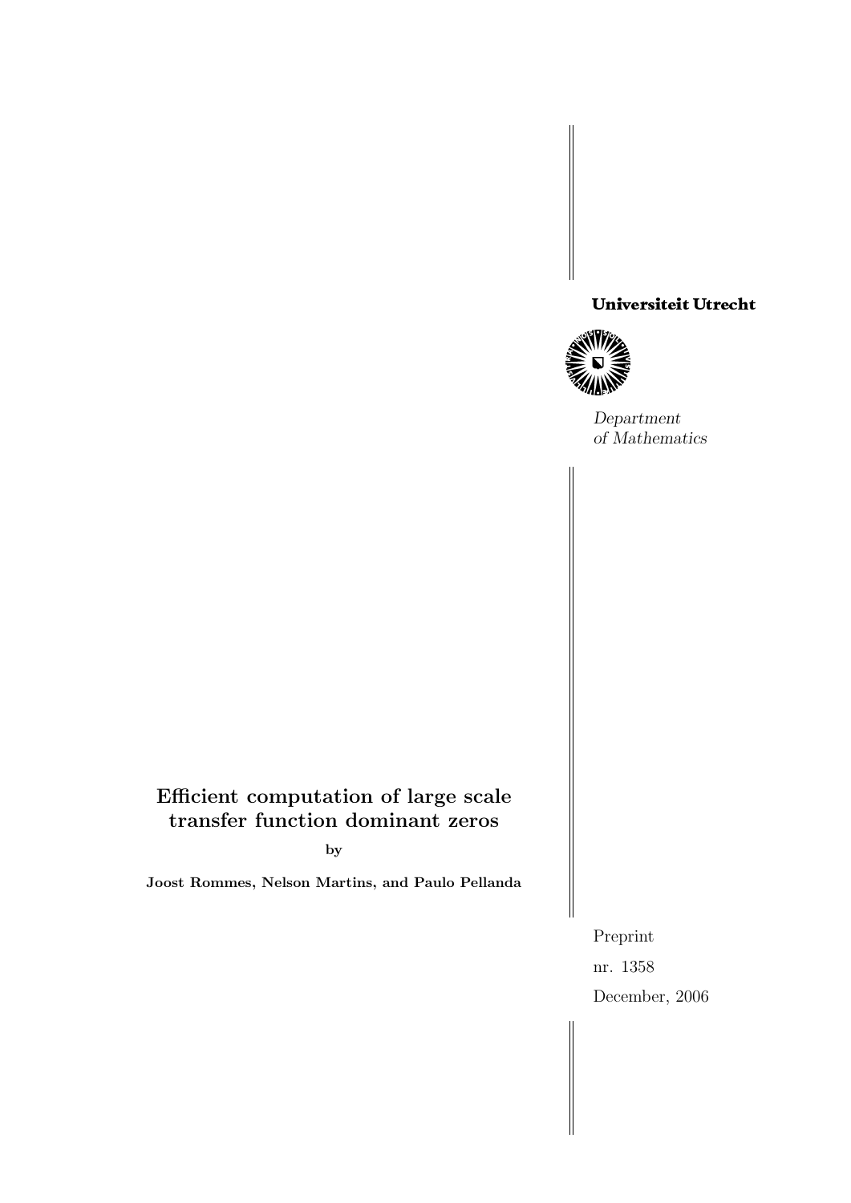**Universiteit Utrecht**

*Department of Mathematics*

# Efficient computation of large scale transfer function dominant zeros

**by**

**Joost Rommes, Nelson Martins, and Paulo Pellanda**

Preprint

nr. 1358

December, 2006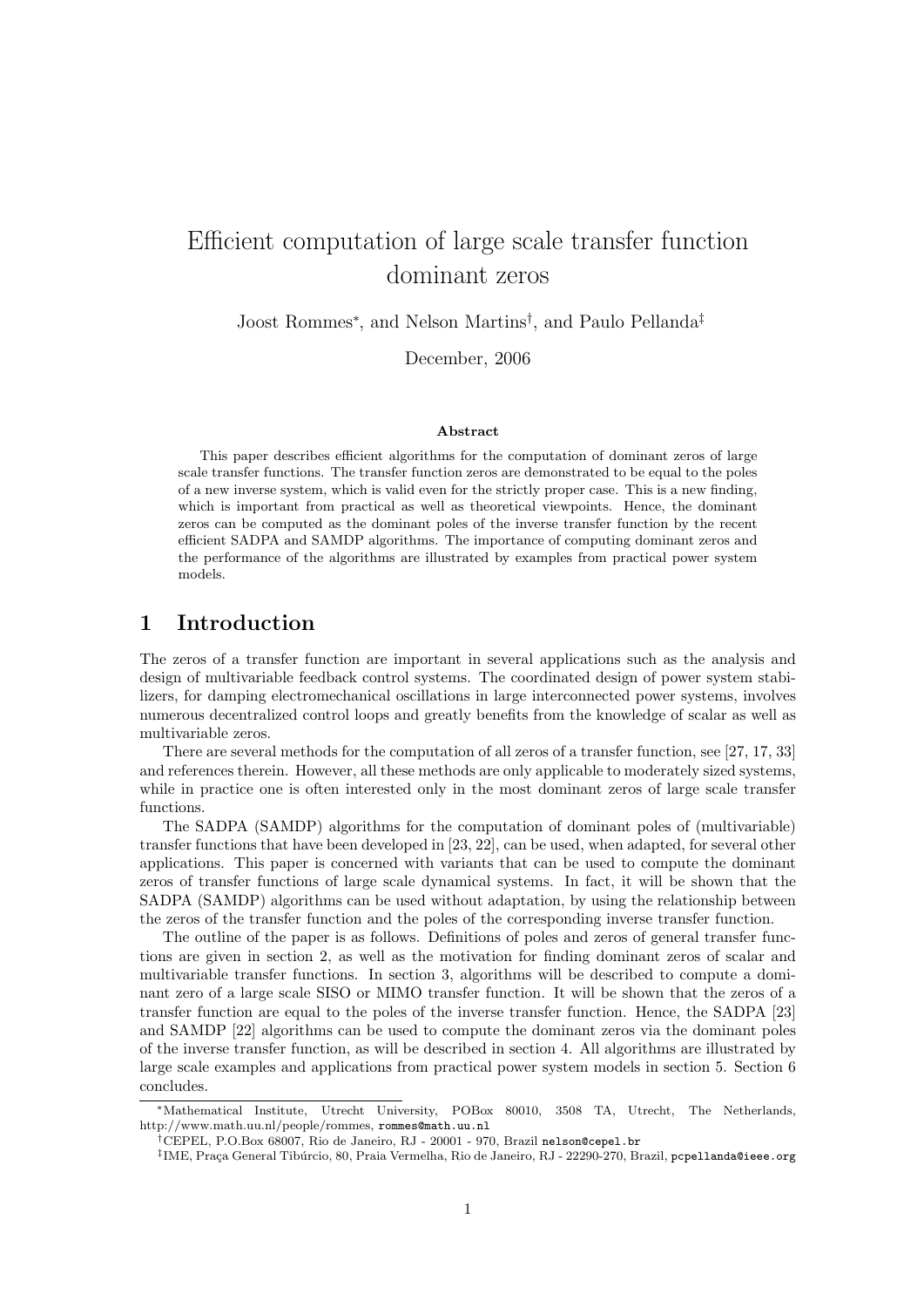# Efficient computation of large scale transfer function dominant zeros

Joost Rommes[*], and Nelson Martins[†], and Paulo Pellanda[‡]

December, 2006

**Abstract**

This paper describes efficient algorithms for the computation of dominant zeros of large scale transfer functions. The transfer function zeros are demonstrated to be equal to the poles of a new inverse system, which is valid even for the strictly proper case. This is a new finding, which is important from practical as well as theoretical viewpoints. Hence, the dominant zeros can be computed as the dominant poles of the inverse transfer function by the recent efficient SADPA and SAMDP algorithms. The importance of computing dominant zeros and the performance of the algorithms are illustrated by examples from practical power system models.

## 1 Introduction

The zeros of a transfer function are important in several applications such as the analysis and design of multivariable feedback control systems. The coordinated design of power system stabilizers, for damping electromechanical oscillations in large interconnected power systems, involves numerous decentralized control loops and greatly benefits from the knowledge of scalar as well as multivariable zeros.

There are several methods for the computation of all zeros of a transfer function, see [27, 17, 33] and references therein. However, all these methods are only applicable to moderately sized systems, while in practice one is often interested only in the most dominant zeros of large scale transfer functions.

The SADPA (SAMDP) algorithms for the computation of dominant poles of (multivariable) transfer functions that have been developed in [23, 22], can be used, when adapted, for several other applications. This paper is concerned with variants that can be used to compute the dominant zeros of transfer functions of large scale dynamical systems. In fact, it will be shown that the SADPA (SAMDP) algorithms can be used without adaptation, by using the relationship between the zeros of the transfer function and the poles of the corresponding inverse transfer function.

The outline of the paper is as follows. Definitions of poles and zeros of general transfer functions are given in section 2, as well as the motivation for finding dominant zeros of scalar and multivariable transfer functions. In section 3, algorithms will be described to compute a dominant zero of a large scale SISO or MIMO transfer function. It will be shown that the zeros of a transfer function are equal to the poles of the inverse transfer function. Hence, the SADPA [23] and SAMDP [22] algorithms can be used to compute the dominant zeros via the dominant poles of the inverse transfer function, as will be described in section 4. All algorithms are illustrated by large scale examples and applications from practical power system models in section 5. Section 6 concludes.

---

[*] Mathematical Institute, Utrecht University, POBox 80010, 3508 TA, Utrecht, The Netherlands, http://www.math.uu.nl/people/rommes, rommes@math.uu.nl

[†] CEPEL, P.O.Box 68007, Rio de Janeiro, RJ - 20001 - 970, Brazil nelson@cepel.br

[‡] IME, Praça General Tibúrcio, 80, Praia Vermelha, Rio de Janeiro, RJ - 22290-270, Brazil, pcpellanda@ieee.org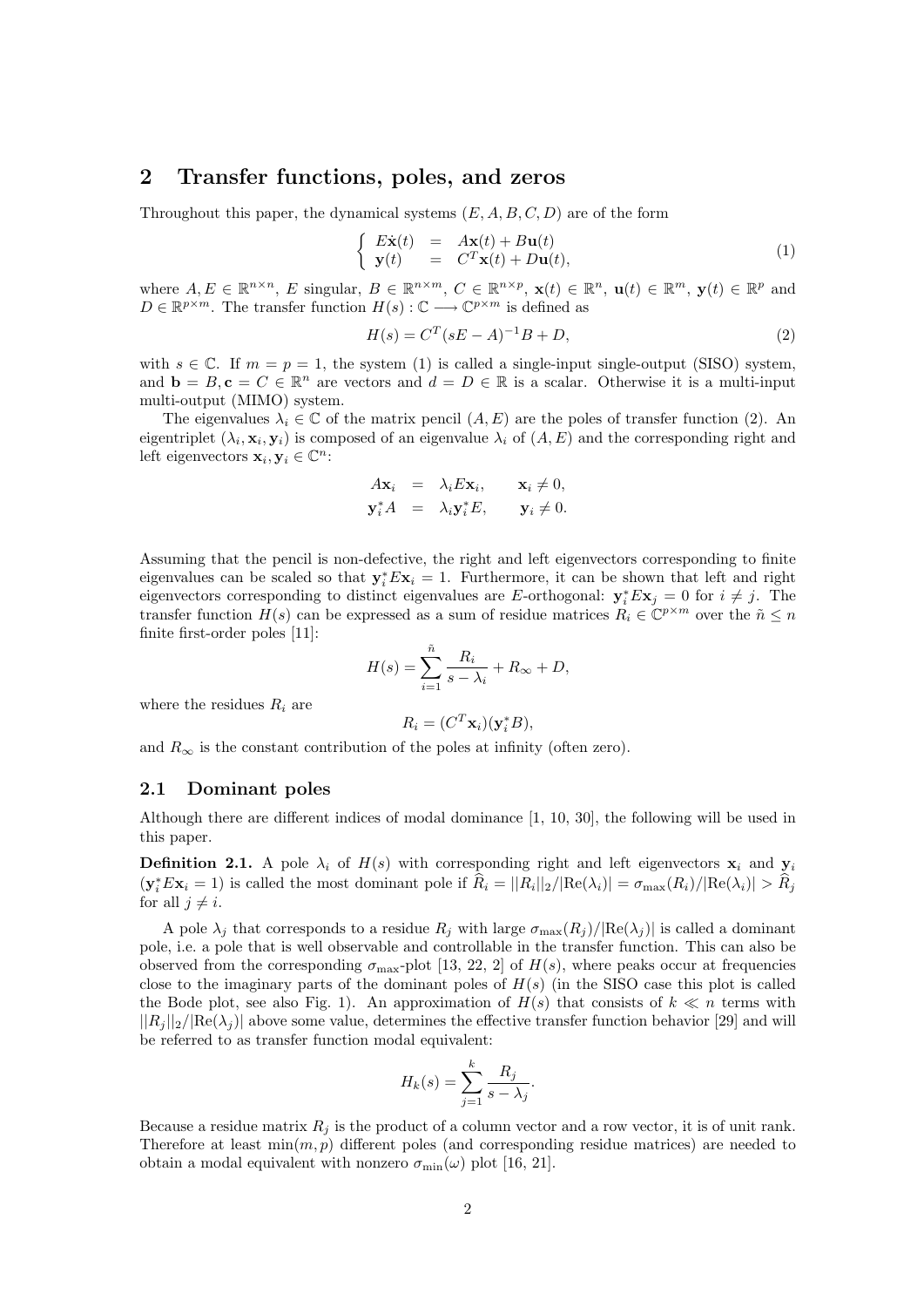## 2 Transfer functions, poles, and zeros

Throughout this paper, the dynamical systems $(E, A, B, C, D)$ are of the form

$$\begin{cases} E\dot{\mathbf{x}}(t) &= A\mathbf{x}(t) + B\mathbf{u}(t) \\ \mathbf{y}(t) &= C^T\mathbf{x}(t) + D\mathbf{u}(t), \end{cases} \tag{1}$$

where $A, E \in \mathbb{R}^{n\times n}$, $E$ singular, $B \in \mathbb{R}^{n\times m}$, $C \in \mathbb{R}^{n\times p}$, $\mathbf{x}(t) \in \mathbb{R}^n$, $\mathbf{u}(t) \in \mathbb{R}^m$, $\mathbf{y}(t) \in \mathbb{R}^p$ and $D \in \mathbb{R}^{p\times m}$. The transfer function $H(s) : \mathbb{C} \longrightarrow \mathbb{C}^{p\times m}$ is defined as

$$H(s) = C^T(sE - A)^{-1}B + D, \tag{2}$$

with $s \in \mathbb{C}$. If $m = p = 1$, the system (1) is called a single-input single-output (SISO) system, and $\mathbf{b} = B, \mathbf{c} = C \in \mathbb{R}^n$ are vectors and $d = D \in \mathbb{R}$ is a scalar. Otherwise it is a multi-input multi-output (MIMO) system.

The eigenvalues $\lambda_i \in \mathbb{C}$ of the matrix pencil $(A, E)$ are the poles of transfer function (2). An eigentriplet $(\lambda_i, \mathbf{x}_i, \mathbf{y}_i)$ is composed of an eigenvalue $\lambda_i$ of $(A, E)$ and the corresponding right and left eigenvectors $\mathbf{x}_i, \mathbf{y}_i \in \mathbb{C}^n$:

$$\begin{aligned} A\mathbf{x}_i &= \lambda_i E\mathbf{x}_i, \qquad \mathbf{x}_i \neq 0, \\ \mathbf{y}_i^* A &= \lambda_i \mathbf{y}_i^* E, \qquad \mathbf{y}_i \neq 0. \end{aligned}$$

Assuming that the pencil is non-defective, the right and left eigenvectors corresponding to finite eigenvalues can be scaled so that $\mathbf{y}_i^* E\mathbf{x}_i = 1$. Furthermore, it can be shown that left and right eigenvectors corresponding to distinct eigenvalues are $E$-orthogonal: $\mathbf{y}_i^* E\mathbf{x}_j = 0$ for $i \neq j$. The transfer function $H(s)$ can be expressed as a sum of residue matrices $R_i \in \mathbb{C}^{p\times m}$ over the $\tilde{n} \leq n$ finite first-order poles [11]:

$$H(s) = \sum_{i=1}^{\tilde{n}} \frac{R_i}{s - \lambda_i} + R_\infty + D,$$

where the residues $R_i$ are

$$R_i = (C^T\mathbf{x}_i)(\mathbf{y}_i^* B),$$

and $R_\infty$ is the constant contribution of the poles at infinity (often zero).

### 2.1 Dominant poles

Although there are different indices of modal dominance [1, 10, 30], the following will be used in this paper.

**Definition 2.1.** A pole $\lambda_i$ of $H(s)$ with corresponding right and left eigenvectors $\mathbf{x}_i$ and $\mathbf{y}_i$ ($\mathbf{y}_i^* E\mathbf{x}_i = 1$) is called the most dominant pole if $\widehat{R}_i = ||R_i||_2/|\mathrm{Re}(\lambda_i)| = \sigma_{\max}(R_i)/|\mathrm{Re}(\lambda_i)| > \widehat{R}_j$ for all $j \neq i$.

A pole $\lambda_j$ that corresponds to a residue $R_j$ with large $\sigma_{\max}(R_j)/|\mathrm{Re}(\lambda_j)|$ is called a dominant pole, i.e. a pole that is well observable and controllable in the transfer function. This can also be observed from the corresponding $\sigma_{\max}$-plot [13, 22, 2] of $H(s)$, where peaks occur at frequencies close to the imaginary parts of the dominant poles of $H(s)$ (in the SISO case this plot is called the Bode plot, see also Fig. 1). An approximation of $H(s)$ that consists of $k \ll n$ terms with $||R_j||_2/|\mathrm{Re}(\lambda_j)|$ above some value, determines the effective transfer function behavior [29] and will be referred to as transfer function modal equivalent:

$$H_k(s) = \sum_{j=1}^{k} \frac{R_j}{s - \lambda_j}.$$

Because a residue matrix $R_j$ is the product of a column vector and a row vector, it is of unit rank. Therefore at least $\min(m, p)$ different poles (and corresponding residue matrices) are needed to obtain a modal equivalent with nonzero $\sigma_{\min}(\omega)$ plot [16, 21].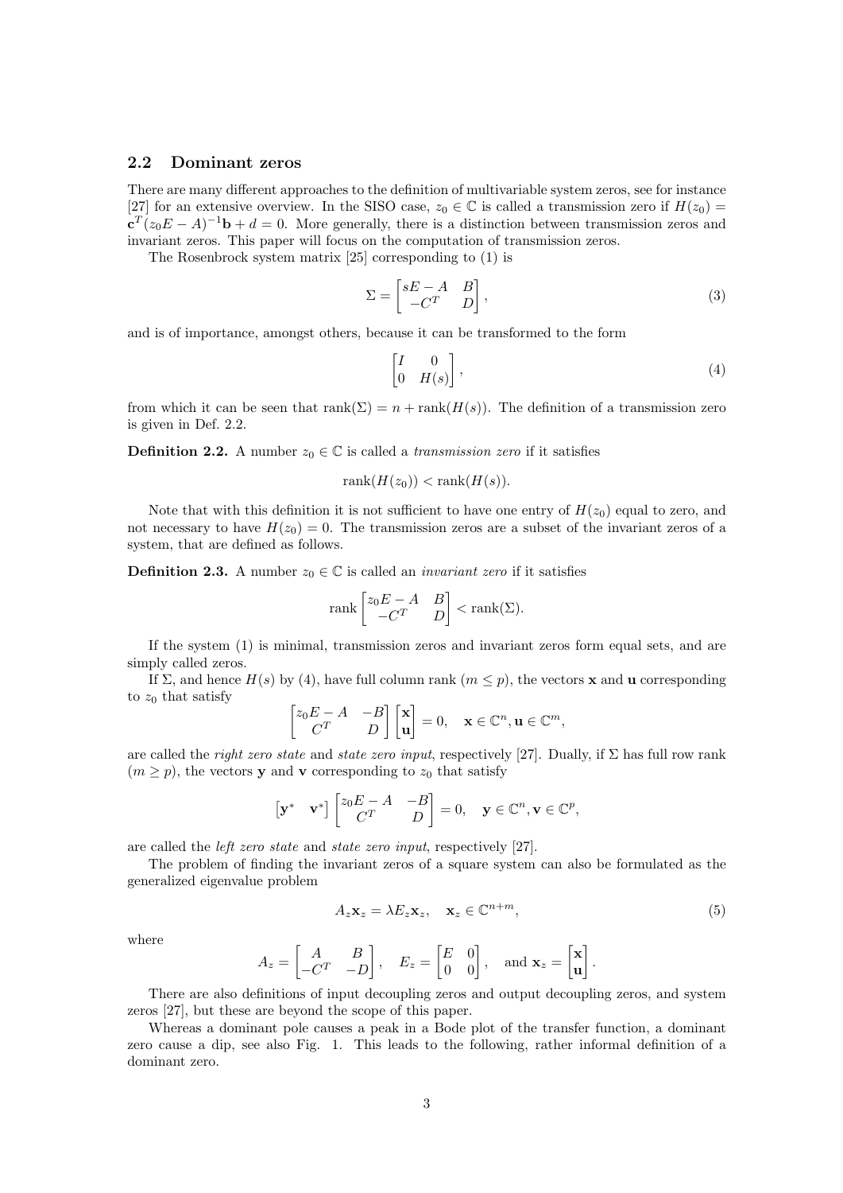## 2.2 Dominant zeros

There are many different approaches to the definition of multivariable system zeros, see for instance [27] for an extensive overview. In the SISO case, $z_0 \in \mathbb{C}$ is called a transmission zero if $H(z_0) = \mathbf{c}^T(z_0E - A)^{-1}\mathbf{b} + d = 0$. More generally, there is a distinction between transmission zeros and invariant zeros. This paper will focus on the computation of transmission zeros.

The Rosenbrock system matrix [25] corresponding to (1) is

$$\Sigma = \begin{bmatrix} sE - A & B \\ -C^T & D \end{bmatrix}, \tag{3}$$

and is of importance, amongst others, because it can be transformed to the form

$$\begin{bmatrix} I & 0 \\ 0 & H(s) \end{bmatrix}, \tag{4}$$

from which it can be seen that $\text{rank}(\Sigma) = n + \text{rank}(H(s))$. The definition of a transmission zero is given in Def. 2.2.

**Definition 2.2.** A number $z_0 \in \mathbb{C}$ is called a *transmission zero* if it satisfies

$$\text{rank}(H(z_0)) < \text{rank}(H(s)).$$

Note that with this definition it is not sufficient to have one entry of $H(z_0)$ equal to zero, and not necessary to have $H(z_0) = 0$. The transmission zeros are a subset of the invariant zeros of a system, that are defined as follows.

**Definition 2.3.** A number $z_0 \in \mathbb{C}$ is called an *invariant zero* if it satisfies

$$\text{rank} \begin{bmatrix} z_0E - A & B \\ -C^T & D \end{bmatrix} < \text{rank}(\Sigma).$$

If the system (1) is minimal, transmission zeros and invariant zeros form equal sets, and are simply called zeros.

If $\Sigma$, and hence $H(s)$ by (4), have full column rank ($m \leq p$), the vectors $\mathbf{x}$ and $\mathbf{u}$ corresponding to $z_0$ that satisfy

$$\begin{bmatrix} z_0E - A & -B \\ C^T & D \end{bmatrix} \begin{bmatrix} \mathbf{x} \\ \mathbf{u} \end{bmatrix} = 0, \quad \mathbf{x} \in \mathbb{C}^n, \mathbf{u} \in \mathbb{C}^m,$$

are called the *right zero state* and *state zero input*, respectively [27]. Dually, if $\Sigma$ has full row rank ($m \geq p$), the vectors $\mathbf{y}$ and $\mathbf{v}$ corresponding to $z_0$ that satisfy

$$\begin{bmatrix} \mathbf{y}^* & \mathbf{v}^* \end{bmatrix} \begin{bmatrix} z_0E - A & -B \\ C^T & D \end{bmatrix} = 0, \quad \mathbf{y} \in \mathbb{C}^n, \mathbf{v} \in \mathbb{C}^p,$$

are called the *left zero state* and *state zero input*, respectively [27].

The problem of finding the invariant zeros of a square system can also be formulated as the generalized eigenvalue problem

$$A_z\mathbf{x}_z = \lambda E_z\mathbf{x}_z, \quad \mathbf{x}_z \in \mathbb{C}^{n+m}, \tag{5}$$

where

$$A_z = \begin{bmatrix} A & B \\ -C^T & -D \end{bmatrix}, \quad E_z = \begin{bmatrix} E & 0 \\ 0 & 0 \end{bmatrix}, \quad \text{and } \mathbf{x}_z = \begin{bmatrix} \mathbf{x} \\ \mathbf{u} \end{bmatrix}.$$

There are also definitions of input decoupling zeros and output decoupling zeros, and system zeros [27], but these are beyond the scope of this paper.

Whereas a dominant pole causes a peak in a Bode plot of the transfer function, a dominant zero cause a dip, see also Fig. 1. This leads to the following, rather informal definition of a dominant zero.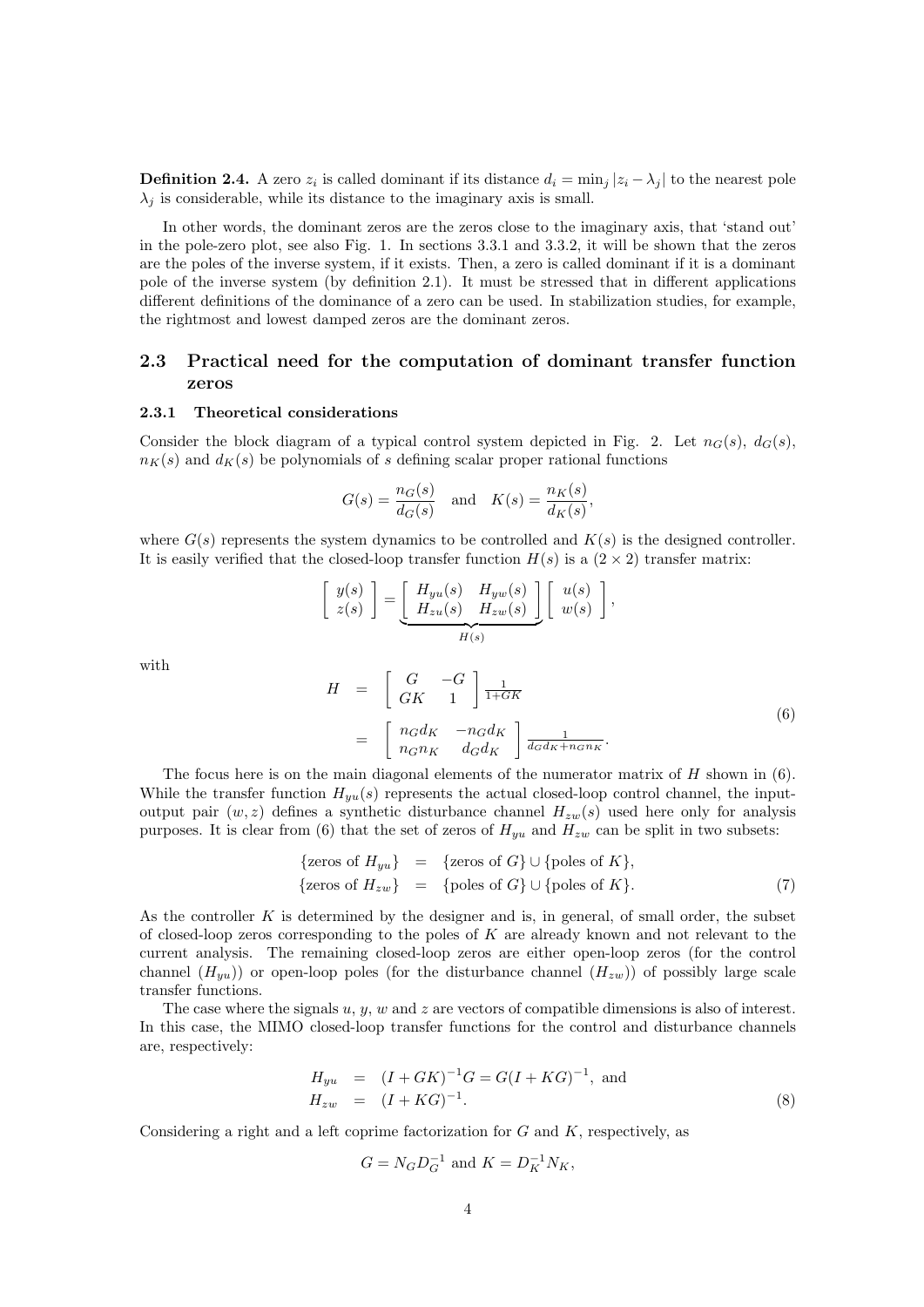**Definition 2.4.** A zero $z_i$ is called dominant if its distance $d_i = \min_j |z_i - \lambda_j|$ to the nearest pole $\lambda_j$ is considerable, while its distance to the imaginary axis is small.

In other words, the dominant zeros are the zeros close to the imaginary axis, that 'stand out' in the pole-zero plot, see also Fig. 1. In sections 3.3.1 and 3.3.2, it will be shown that the zeros are the poles of the inverse system, if it exists. Then, a zero is called dominant if it is a dominant pole of the inverse system (by definition 2.1). It must be stressed that in different applications different definitions of the dominance of a zero can be used. In stabilization studies, for example, the rightmost and lowest damped zeros are the dominant zeros.

## 2.3 Practical need for the computation of dominant transfer function zeros

### 2.3.1 Theoretical considerations

Consider the block diagram of a typical control system depicted in Fig. 2. Let $n_G(s)$, $d_G(s)$, $n_K(s)$ and $d_K(s)$ be polynomials of $s$ defining scalar proper rational functions

$$G(s) = \frac{n_G(s)}{d_G(s)} \quad \text{and} \quad K(s) = \frac{n_K(s)}{d_K(s)},$$

where $G(s)$ represents the system dynamics to be controlled and $K(s)$ is the designed controller. It is easily verified that the closed-loop transfer function $H(s)$ is a $(2 \times 2)$ transfer matrix:

$$\begin{bmatrix} y(s) \\ z(s) \end{bmatrix} = \underbrace{\begin{bmatrix} H_{yu}(s) & H_{yw}(s) \\ H_{zu}(s) & H_{zw}(s) \end{bmatrix}}_{H(s)} \begin{bmatrix} u(s) \\ w(s) \end{bmatrix},$$

with

$$\begin{aligned} H &= \begin{bmatrix} G & -G \\ GK & 1 \end{bmatrix} \frac{1}{1+GK} \\ &= \begin{bmatrix} n_G d_K & -n_G d_K \\ n_G n_K & d_G d_K \end{bmatrix} \frac{1}{d_G d_K + n_G n_K}. \end{aligned} \tag{6}$$

The focus here is on the main diagonal elements of the numerator matrix of $H$ shown in (6). While the transfer function $H_{yu}(s)$ represents the actual closed-loop control channel, the input-output pair $(w, z)$ defines a synthetic disturbance channel $H_{zw}(s)$ used here only for analysis purposes. It is clear from (6) that the set of zeros of $H_{yu}$ and $H_{zw}$ can be split in two subsets:

$$\begin{aligned} \{\text{zeros of } H_{yu}\} &= \{\text{zeros of } G\} \cup \{\text{poles of } K\}, \\ \{\text{zeros of } H_{zw}\} &= \{\text{poles of } G\} \cup \{\text{poles of } K\}. \end{aligned} \tag{7}$$

As the controller $K$ is determined by the designer and is, in general, of small order, the subset of closed-loop zeros corresponding to the poles of $K$ are already known and not relevant to the current analysis. The remaining closed-loop zeros are either open-loop zeros (for the control channel ($H_{yu}$)) or open-loop poles (for the disturbance channel ($H_{zw}$)) of possibly large scale transfer functions.

The case where the signals $u$, $y$, $w$ and $z$ are vectors of compatible dimensions is also of interest. In this case, the MIMO closed-loop transfer functions for the control and disturbance channels are, respectively:

$$\begin{aligned} H_{yu} &= (I + GK)^{-1}G = G(I + KG)^{-1}, \text{ and} \\ H_{zw} &= (I + KG)^{-1}. \end{aligned} \tag{8}$$

Considering a right and a left coprime factorization for $G$ and $K$, respectively, as

$$G = N_G D_G^{-1} \text{ and } K = D_K^{-1} N_K,$$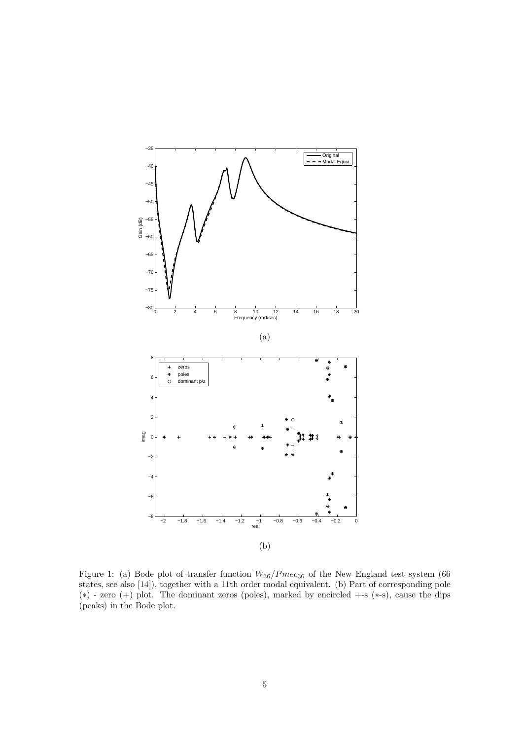(a)

(b)

Figure 1: (a) Bode plot of transfer function $W_{36}/Pmec_{36}$ of the New England test system (66 states, see also [14]), together with a 11th order modal equivalent. (b) Part of corresponding pole ($*$) - zero ($+$) plot. The dominant zeros (poles), marked by encircled $+$-s ($*$-s), cause the dips (peaks) in the Bode plot.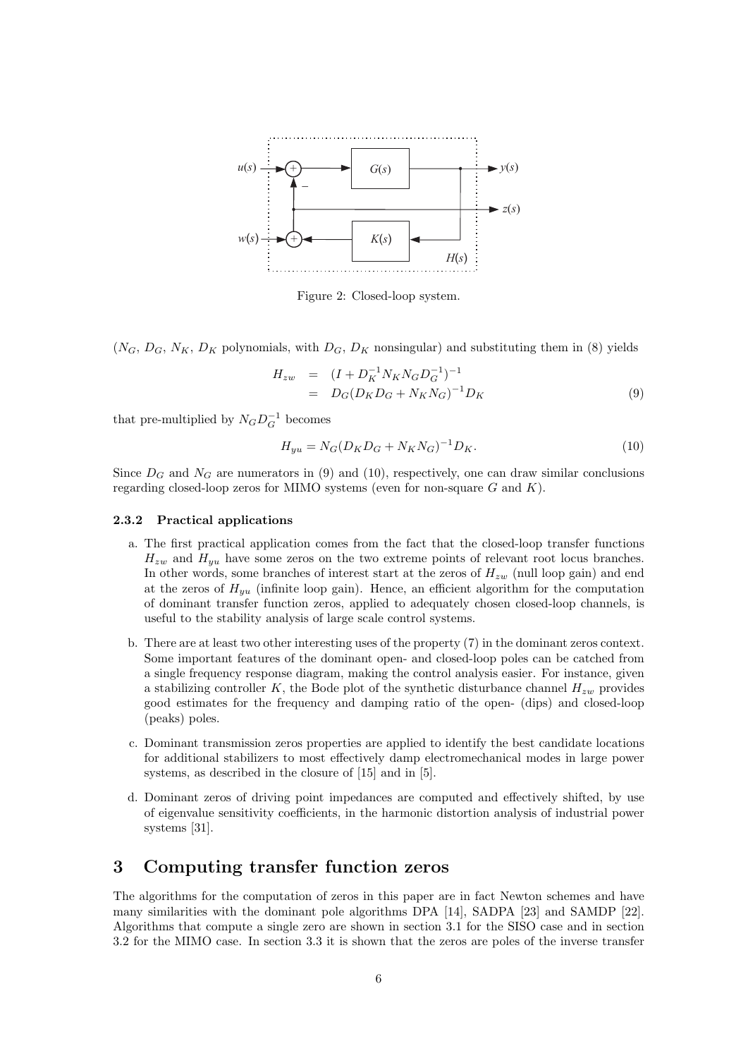Figure 2: Closed-loop system.

($N_G$, $D_G$, $N_K$, $D_K$ polynomials, with $D_G$, $D_K$ nonsingular) and substituting them in (8) yields

$$
\begin{aligned}
H_{zw} &= (I + D_K^{-1} N_K N_G D_G^{-1})^{-1} \\
&= D_G (D_K D_G + N_K N_G)^{-1} D_K
\end{aligned}
\tag{9}
$$

that pre-multiplied by $N_G D_G^{-1}$ becomes

$$
H_{yu} = N_G (D_K D_G + N_K N_G)^{-1} D_K. \tag{10}
$$

Since $D_G$ and $N_G$ are numerators in (9) and (10), respectively, one can draw similar conclusions regarding closed-loop zeros for MIMO systems (even for non-square $G$ and $K$).

### 2.3.2 Practical applications

a. The first practical application comes from the fact that the closed-loop transfer functions $H_{zw}$ and $H_{yu}$ have some zeros on the two extreme points of relevant root locus branches. In other words, some branches of interest start at the zeros of $H_{zw}$ (null loop gain) and end at the zeros of $H_{yu}$ (infinite loop gain). Hence, an efficient algorithm for the computation of dominant transfer function zeros, applied to adequately chosen closed-loop channels, is useful to the stability analysis of large scale control systems.

b. There are at least two other interesting uses of the property (7) in the dominant zeros context. Some important features of the dominant open- and closed-loop poles can be catched from a single frequency response diagram, making the control analysis easier. For instance, given a stabilizing controller $K$, the Bode plot of the synthetic disturbance channel $H_{zw}$ provides good estimates for the frequency and damping ratio of the open- (dips) and closed-loop (peaks) poles.

c. Dominant transmission zeros properties are applied to identify the best candidate locations for additional stabilizers to most effectively damp electromechanical modes in large power systems, as described in the closure of [15] and in [5].

d. Dominant zeros of driving point impedances are computed and effectively shifted, by use of eigenvalue sensitivity coefficients, in the harmonic distortion analysis of industrial power systems [31].

## 3 Computing transfer function zeros

The algorithms for the computation of zeros in this paper are in fact Newton schemes and have many similarities with the dominant pole algorithms DPA [14], SADPA [23] and SAMDP [22]. Algorithms that compute a single zero are shown in section 3.1 for the SISO case and in section 3.2 for the MIMO case. In section 3.3 it is shown that the zeros are poles of the inverse transfer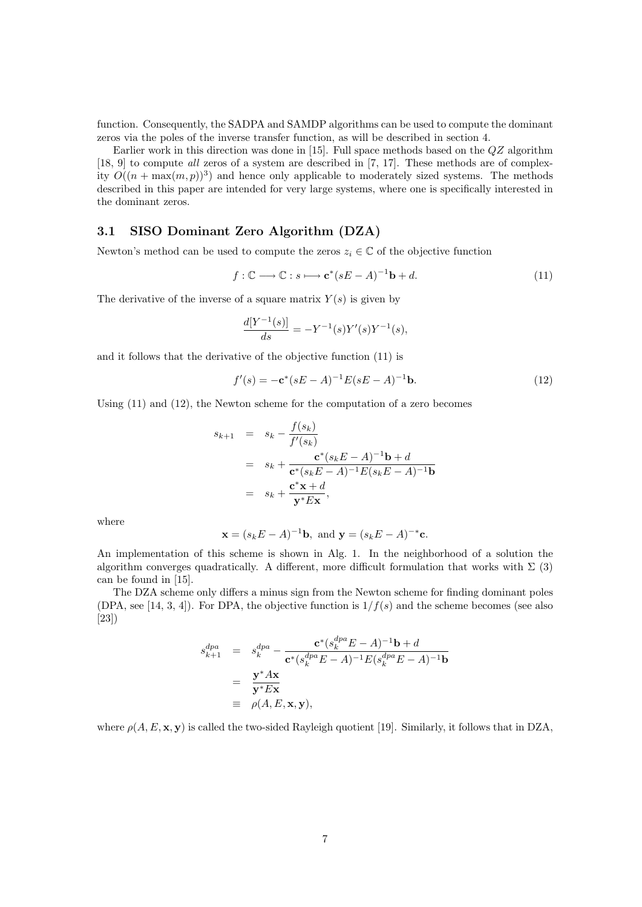function. Consequently, the SADPA and SAMDP algorithms can be used to compute the dominant zeros via the poles of the inverse transfer function, as will be described in section 4.

Earlier work in this direction was done in [15]. Full space methods based on the $QZ$ algorithm [18, 9] to compute *all* zeros of a system are described in [7, 17]. These methods are of complexity $O((n + \max(m,p))^3)$ and hence only applicable to moderately sized systems. The methods described in this paper are intended for very large systems, where one is specifically interested in the dominant zeros.

### 3.1 SISO Dominant Zero Algorithm (DZA)

Newton's method can be used to compute the zeros $z_i \in \mathbb{C}$ of the objective function

$$f : \mathbb{C} \longrightarrow \mathbb{C} : s \longmapsto \mathbf{c}^*(sE - A)^{-1}\mathbf{b} + d. \tag{11}$$

The derivative of the inverse of a square matrix $Y(s)$ is given by

$$\frac{d[Y^{-1}(s)]}{ds} = -Y^{-1}(s)Y'(s)Y^{-1}(s),$$

and it follows that the derivative of the objective function (11) is

$$f'(s) = -\mathbf{c}^*(sE - A)^{-1}E(sE - A)^{-1}\mathbf{b}. \tag{12}$$

Using (11) and (12), the Newton scheme for the computation of a zero becomes

$$\begin{aligned}
s_{k+1} &= s_k - \frac{f(s_k)}{f'(s_k)} \\
&= s_k + \frac{\mathbf{c}^*(s_kE - A)^{-1}\mathbf{b} + d}{\mathbf{c}^*(s_kE - A)^{-1}E(s_kE - A)^{-1}\mathbf{b}} \\
&= s_k + \frac{\mathbf{c}^*\mathbf{x} + d}{\mathbf{y}^*E\mathbf{x}},
\end{aligned}$$

where

$$\mathbf{x} = (s_kE - A)^{-1}\mathbf{b}, \text{ and } \mathbf{y} = (s_kE - A)^{-*}\mathbf{c}.$$

An implementation of this scheme is shown in Alg. 1. In the neighborhood of a solution the algorithm converges quadratically. A different, more difficult formulation that works with $\Sigma$ (3) can be found in [15].

The DZA scheme only differs a minus sign from the Newton scheme for finding dominant poles (DPA, see [14, 3, 4]). For DPA, the objective function is $1/f(s)$ and the scheme becomes (see also [23])

$$\begin{aligned}
s_{k+1}^{dpa} &= s_k^{dpa} - \frac{\mathbf{c}^*(s_k^{dpa}E - A)^{-1}\mathbf{b} + d}{\mathbf{c}^*(s_k^{dpa}E - A)^{-1}E(s_k^{dpa}E - A)^{-1}\mathbf{b}} \\
&= \frac{\mathbf{y}^*A\mathbf{x}}{\mathbf{y}^*E\mathbf{x}} \\
&\equiv \rho(A, E, \mathbf{x}, \mathbf{y}),
\end{aligned}$$

where $\rho(A, E, \mathbf{x}, \mathbf{y})$ is called the two-sided Rayleigh quotient [19]. Similarly, it follows that in DZA,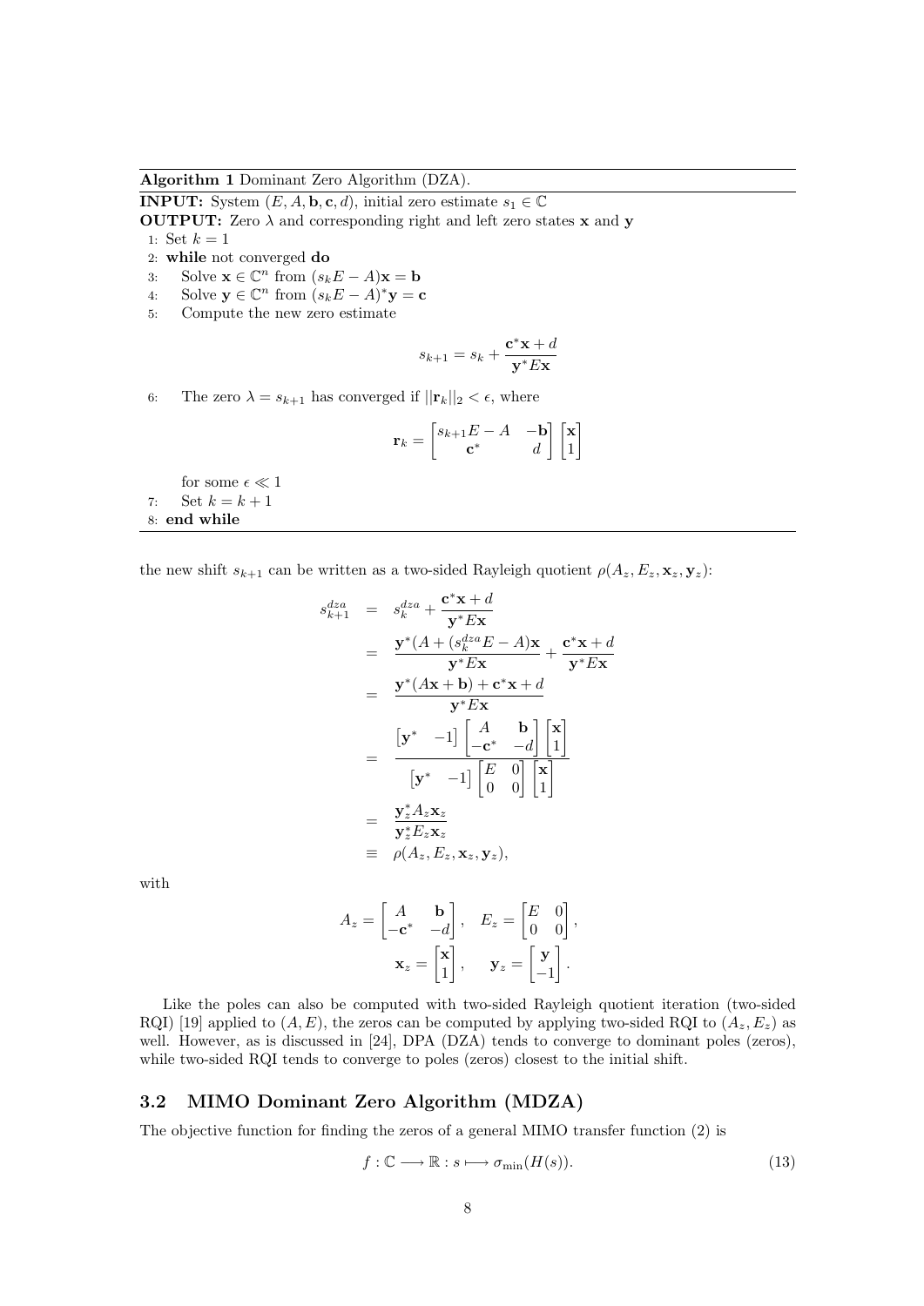**Algorithm 1** Dominant Zero Algorithm (DZA).

**INPUT:** System $(E, A, \mathbf{b}, \mathbf{c}, d)$, initial zero estimate $s_1 \in \mathbb{C}$

**OUTPUT:** Zero $\lambda$ and corresponding right and left zero states $\mathbf{x}$ and $\mathbf{y}$

1: Set $k = 1$
2: **while** not converged **do**
3: &nbsp;&nbsp;&nbsp;&nbsp;Solve $\mathbf{x} \in \mathbb{C}^n$ from $(s_k E - A)\mathbf{x} = \mathbf{b}$
4: &nbsp;&nbsp;&nbsp;&nbsp;Solve $\mathbf{y} \in \mathbb{C}^n$ from $(s_k E - A)^*\mathbf{y} = \mathbf{c}$
5: &nbsp;&nbsp;&nbsp;&nbsp;Compute the new zero estimate

$$s_{k+1} = s_k + \frac{\mathbf{c}^*\mathbf{x} + d}{\mathbf{y}^* E\mathbf{x}}$$

6: &nbsp;&nbsp;&nbsp;&nbsp;The zero $\lambda = s_{k+1}$ has converged if $||\mathbf{r}_k||_2 < \epsilon$, where

$$\mathbf{r}_k = \begin{bmatrix} s_{k+1}E - A & -\mathbf{b} \\ \mathbf{c}^* & d \end{bmatrix} \begin{bmatrix} \mathbf{x} \\ 1 \end{bmatrix}$$

&nbsp;&nbsp;&nbsp;&nbsp;for some $\epsilon \ll 1$
7: &nbsp;&nbsp;&nbsp;&nbsp;Set $k = k + 1$
8: **end while**

the new shift $s_{k+1}$ can be written as a two-sided Rayleigh quotient $\rho(A_z, E_z, \mathbf{x}_z, \mathbf{y}_z)$:

$$\begin{aligned}
s_{k+1}^{dza} &= s_k^{dza} + \frac{\mathbf{c}^*\mathbf{x} + d}{\mathbf{y}^* E\mathbf{x}} \\
&= \frac{\mathbf{y}^*(A + (s_k^{dza}E - A)\mathbf{x}}{\mathbf{y}^*E\mathbf{x}} + \frac{\mathbf{c}^*\mathbf{x} + d}{\mathbf{y}^*E\mathbf{x}} \\
&= \frac{\mathbf{y}^*(A\mathbf{x} + \mathbf{b}) + \mathbf{c}^*\mathbf{x} + d}{\mathbf{y}^*E\mathbf{x}} \\
&= \frac{\begin{bmatrix} \mathbf{y}^* & -1 \end{bmatrix} \begin{bmatrix} A & \mathbf{b} \\ -\mathbf{c}^* & -d \end{bmatrix} \begin{bmatrix} \mathbf{x} \\ 1 \end{bmatrix}}{\begin{bmatrix} \mathbf{y}^* & -1 \end{bmatrix} \begin{bmatrix} E & 0 \\ 0 & 0 \end{bmatrix} \begin{bmatrix} \mathbf{x} \\ 1 \end{bmatrix}} \\
&= \frac{\mathbf{y}_z^* A_z \mathbf{x}_z}{\mathbf{y}_z^* E_z \mathbf{x}_z} \\
&\equiv \rho(A_z, E_z, \mathbf{x}_z, \mathbf{y}_z),
\end{aligned}$$

with

$$A_z = \begin{bmatrix} A & \mathbf{b} \\ -\mathbf{c}^* & -d \end{bmatrix}, \quad E_z = \begin{bmatrix} E & 0 \\ 0 & 0 \end{bmatrix},$$
$$\mathbf{x}_z = \begin{bmatrix} \mathbf{x} \\ 1 \end{bmatrix}, \quad \mathbf{y}_z = \begin{bmatrix} \mathbf{y} \\ -1 \end{bmatrix}.$$

Like the poles can also be computed with two-sided Rayleigh quotient iteration (two-sided RQI) [19] applied to $(A, E)$, the zeros can be computed by applying two-sided RQI to $(A_z, E_z)$ as well. However, as is discussed in [24], DPA (DZA) tends to converge to dominant poles (zeros), while two-sided RQI tends to converge to poles (zeros) closest to the initial shift.

### 3.2 MIMO Dominant Zero Algorithm (MDZA)

The objective function for finding the zeros of a general MIMO transfer function (2) is

$$f : \mathbb{C} \longrightarrow \mathbb{R} : s \longmapsto \sigma_{\min}(H(s)). \tag{13}$$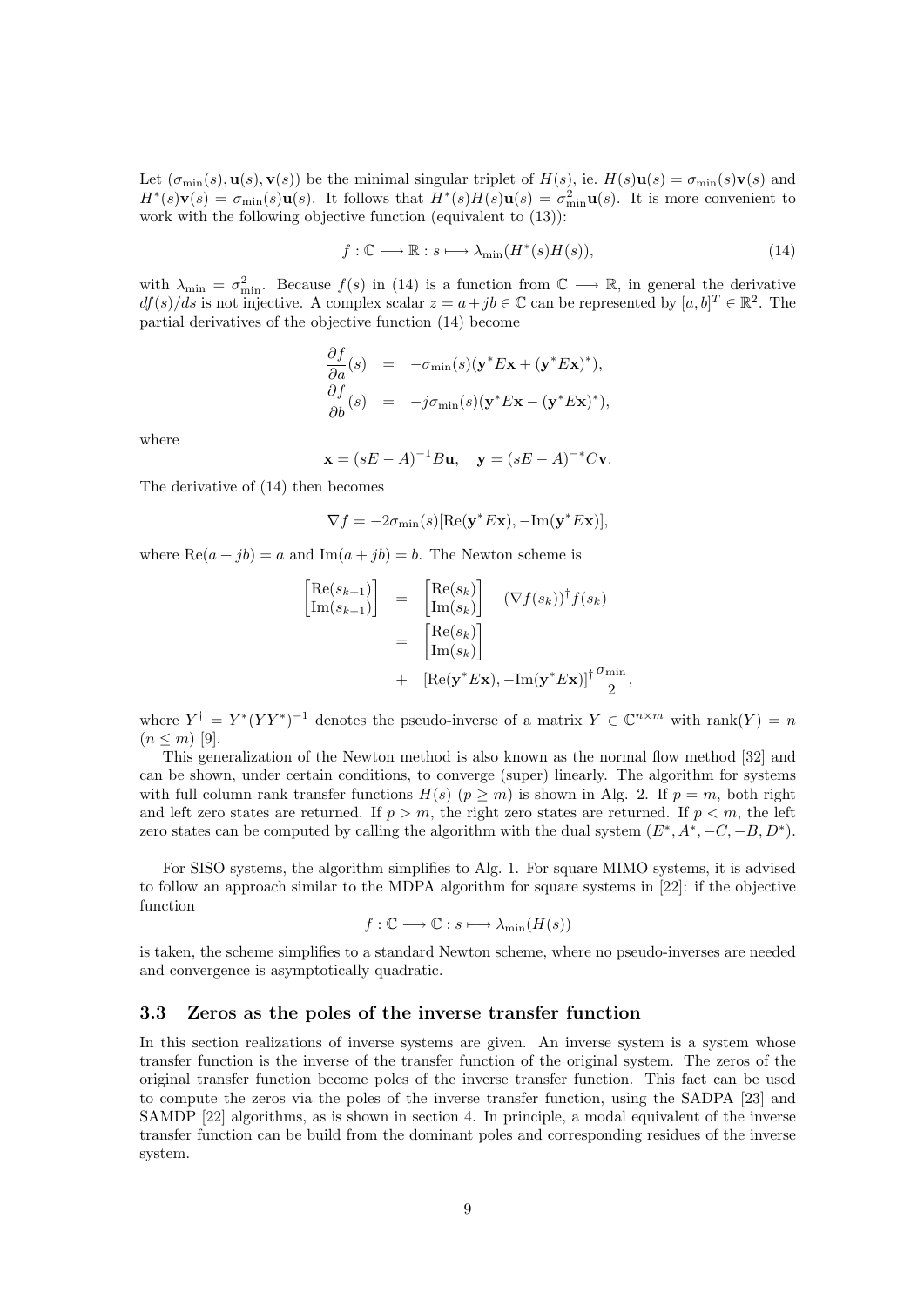Let $(\sigma_{\min}(s), \mathbf{u}(s), \mathbf{v}(s))$ be the minimal singular triplet of $H(s)$, ie. $H(s)\mathbf{u}(s) = \sigma_{\min}(s)\mathbf{v}(s)$ and $H^*(s)\mathbf{v}(s) = \sigma_{\min}(s)\mathbf{u}(s)$. It follows that $H^*(s)H(s)\mathbf{u}(s) = \sigma_{\min}^2\mathbf{u}(s)$. It is more convenient to work with the following objective function (equivalent to (13)):

$$f : \mathbb{C} \longrightarrow \mathbb{R} : s \longmapsto \lambda_{\min}(H^*(s)H(s)), \tag{14}$$

with $\lambda_{\min} = \sigma_{\min}^2$. Because $f(s)$ in (14) is a function from $\mathbb{C} \longrightarrow \mathbb{R}$, in general the derivative $df(s)/ds$ is not injective. A complex scalar $z = a + jb \in \mathbb{C}$ can be represented by $[a, b]^T \in \mathbb{R}^2$. The partial derivatives of the objective function (14) become

$$\begin{aligned}
\frac{\partial f}{\partial a}(s) &= -\sigma_{\min}(s)(\mathbf{y}^*E\mathbf{x} + (\mathbf{y}^*E\mathbf{x})^*), \\
\frac{\partial f}{\partial b}(s) &= -j\sigma_{\min}(s)(\mathbf{y}^*E\mathbf{x} - (\mathbf{y}^*E\mathbf{x})^*),
\end{aligned}$$

where

$$\mathbf{x} = (sE - A)^{-1}B\mathbf{u}, \quad \mathbf{y} = (sE - A)^{-*}C\mathbf{v}.$$

The derivative of (14) then becomes

$$\nabla f = -2\sigma_{\min}(s)[\mathrm{Re}(\mathbf{y}^*E\mathbf{x}), -\mathrm{Im}(\mathbf{y}^*E\mathbf{x})],$$

where $\mathrm{Re}(a + jb) = a$ and $\mathrm{Im}(a + jb) = b$. The Newton scheme is

$$\begin{aligned}
\begin{bmatrix} \mathrm{Re}(s_{k+1}) \\ \mathrm{Im}(s_{k+1}) \end{bmatrix} &= \begin{bmatrix} \mathrm{Re}(s_k) \\ \mathrm{Im}(s_k) \end{bmatrix} - (\nabla f(s_k))^\dagger f(s_k) \\
&= \begin{bmatrix} \mathrm{Re}(s_k) \\ \mathrm{Im}(s_k) \end{bmatrix} \\
&+ \quad [\mathrm{Re}(\mathbf{y}^*E\mathbf{x}), -\mathrm{Im}(\mathbf{y}^*E\mathbf{x})]^\dagger \frac{\sigma_{\min}}{2},
\end{aligned}$$

where $Y^\dagger = Y^*(YY^*)^{-1}$ denotes the pseudo-inverse of a matrix $Y \in \mathbb{C}^{n \times m}$ with $\mathrm{rank}(Y) = n$ $(n \leq m)$ [9].

This generalization of the Newton method is also known as the normal flow method [32] and can be shown, under certain conditions, to converge (super) linearly. The algorithm for systems with full column rank transfer functions $H(s)$ $(p \geq m)$ is shown in Alg. 2. If $p = m$, both right and left zero states are returned. If $p > m$, the right zero states are returned. If $p < m$, the left zero states can be computed by calling the algorithm with the dual system $(E^*, A^*, -C, -B, D^*)$.

For SISO systems, the algorithm simplifies to Alg. 1. For square MIMO systems, it is advised to follow an approach similar to the MDPA algorithm for square systems in [22]: if the objective function

$$f : \mathbb{C} \longrightarrow \mathbb{C} : s \longmapsto \lambda_{\min}(H(s))$$

is taken, the scheme simplifies to a standard Newton scheme, where no pseudo-inverses are needed and convergence is asymptotically quadratic.

### 3.3 Zeros as the poles of the inverse transfer function

In this section realizations of inverse systems are given. An inverse system is a system whose transfer function is the inverse of the transfer function of the original system. The zeros of the original transfer function become poles of the inverse transfer function. This fact can be used to compute the zeros via the poles of the inverse transfer function, using the SADPA [23] and SAMDP [22] algorithms, as is shown in section 4. In principle, a modal equivalent of the inverse transfer function can be build from the dominant poles and corresponding residues of the inverse system.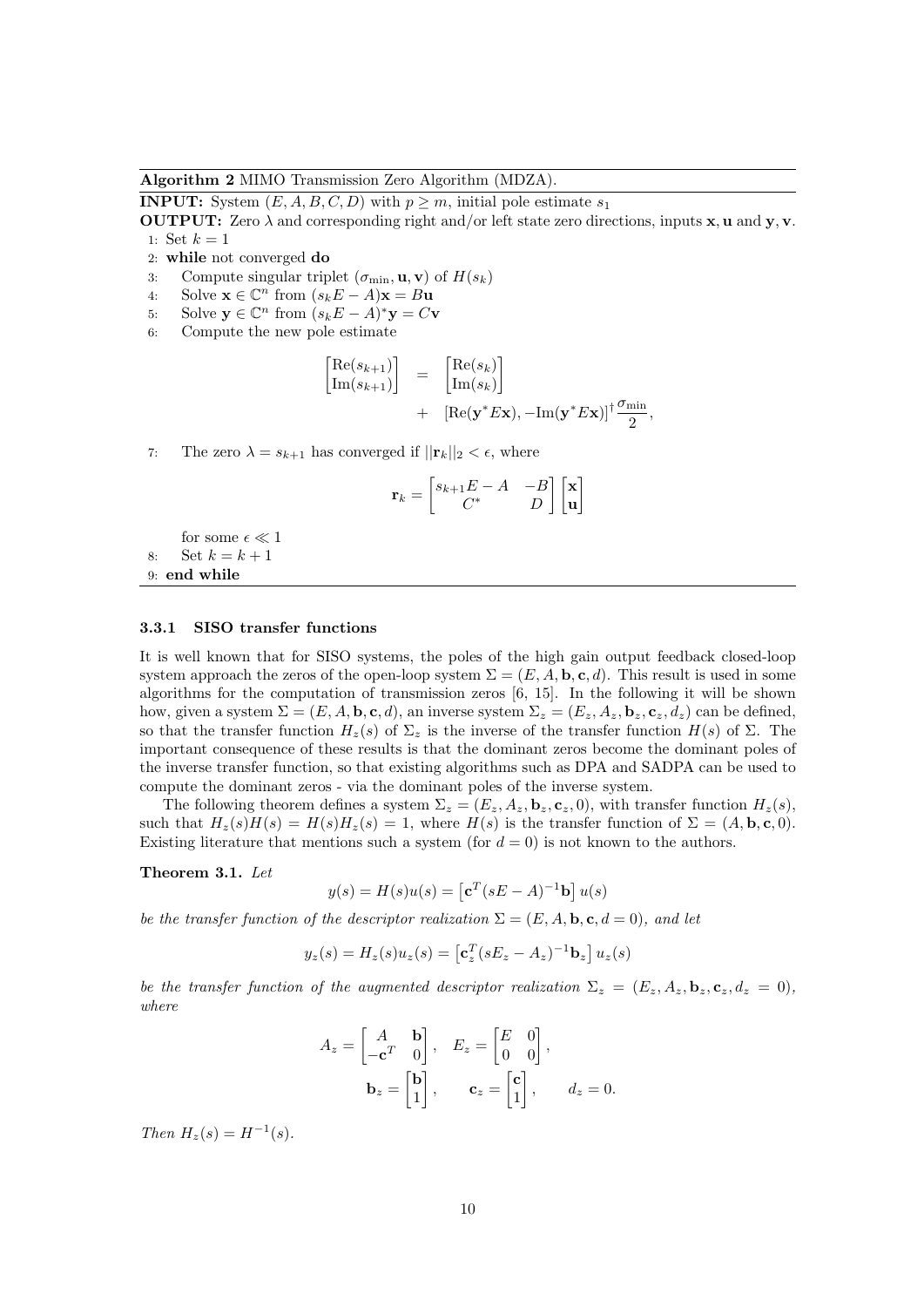**Algorithm 2** MIMO Transmission Zero Algorithm (MDZA).

**INPUT:** System $(E, A, B, C, D)$ with $p \geq m$, initial pole estimate $s_1$

**OUTPUT:** Zero $\lambda$ and corresponding right and/or left state zero directions, inputs $\mathbf{x}, \mathbf{u}$ and $\mathbf{y}, \mathbf{v}$.

1: Set $k = 1$
2: **while** not converged **do**
3: Compute singular triplet $(\sigma_{\min}, \mathbf{u}, \mathbf{v})$ of $H(s_k)$
4: Solve $\mathbf{x} \in \mathbb{C}^n$ from $(s_k E - A)\mathbf{x} = B\mathbf{u}$
5: Solve $\mathbf{y} \in \mathbb{C}^n$ from $(s_k E - A)^* \mathbf{y} = C\mathbf{v}$
6: Compute the new pole estimate

$$\begin{bmatrix} \mathrm{Re}(s_{k+1}) \\ \mathrm{Im}(s_{k+1}) \end{bmatrix} = \begin{bmatrix} \mathrm{Re}(s_k) \\ \mathrm{Im}(s_k) \end{bmatrix} + [\mathrm{Re}(\mathbf{y}^* E\mathbf{x}), -\mathrm{Im}(\mathbf{y}^* E\mathbf{x})]^{\dagger} \frac{\sigma_{\min}}{2},$$

7: The zero $\lambda = s_{k+1}$ has converged if $||\mathbf{r}_k||_2 < \epsilon$, where

$$\mathbf{r}_k = \begin{bmatrix} s_{k+1}E - A & -B \\ C^* & D \end{bmatrix} \begin{bmatrix} \mathbf{x} \\ \mathbf{u} \end{bmatrix}$$

for some $\epsilon \ll 1$
8: Set $k = k + 1$
9: **end while**

### 3.3.1 SISO transfer functions

It is well known that for SISO systems, the poles of the high gain output feedback closed-loop system approach the zeros of the open-loop system $\Sigma = (E, A, \mathbf{b}, \mathbf{c}, d)$. This result is used in some algorithms for the computation of transmission zeros [6, 15]. In the following it will be shown how, given a system $\Sigma = (E, A, \mathbf{b}, \mathbf{c}, d)$, an inverse system $\Sigma_z = (E_z, A_z, \mathbf{b}_z, \mathbf{c}_z, d_z)$ can be defined, so that the transfer function $H_z(s)$ of $\Sigma_z$ is the inverse of the transfer function $H(s)$ of $\Sigma$. The important consequence of these results is that the dominant zeros become the dominant poles of the inverse transfer function, so that existing algorithms such as DPA and SADPA can be used to compute the dominant zeros - via the dominant poles of the inverse system.

The following theorem defines a system $\Sigma_z = (E_z, A_z, \mathbf{b}_z, \mathbf{c}_z, 0)$, with transfer function $H_z(s)$, such that $H_z(s)H(s) = H(s)H_z(s) = 1$, where $H(s)$ is the transfer function of $\Sigma = (A, \mathbf{b}, \mathbf{c}, 0)$. Existing literature that mentions such a system (for $d = 0$) is not known to the authors.

**Theorem 3.1.** *Let*

$$y(s) = H(s)u(s) = \left[\mathbf{c}^T (sE - A)^{-1} \mathbf{b}\right] u(s)$$

*be the transfer function of the descriptor realization* $\Sigma = (E, A, \mathbf{b}, \mathbf{c}, d = 0)$*, and let*

$$y_z(s) = H_z(s)u_z(s) = \left[\mathbf{c}_z^T (sE_z - A_z)^{-1} \mathbf{b}_z\right] u_z(s)$$

*be the transfer function of the augmented descriptor realization* $\Sigma_z = (E_z, A_z, \mathbf{b}_z, \mathbf{c}_z, d_z = 0)$*, where*

$$A_z = \begin{bmatrix} A & \mathbf{b} \\ -\mathbf{c}^T & 0 \end{bmatrix}, \quad E_z = \begin{bmatrix} E & 0 \\ 0 & 0 \end{bmatrix},$$
$$\mathbf{b}_z = \begin{bmatrix} \mathbf{b} \\ 1 \end{bmatrix}, \qquad \mathbf{c}_z = \begin{bmatrix} \mathbf{c} \\ 1 \end{bmatrix}, \qquad d_z = 0.$$

*Then* $H_z(s) = H^{-1}(s)$.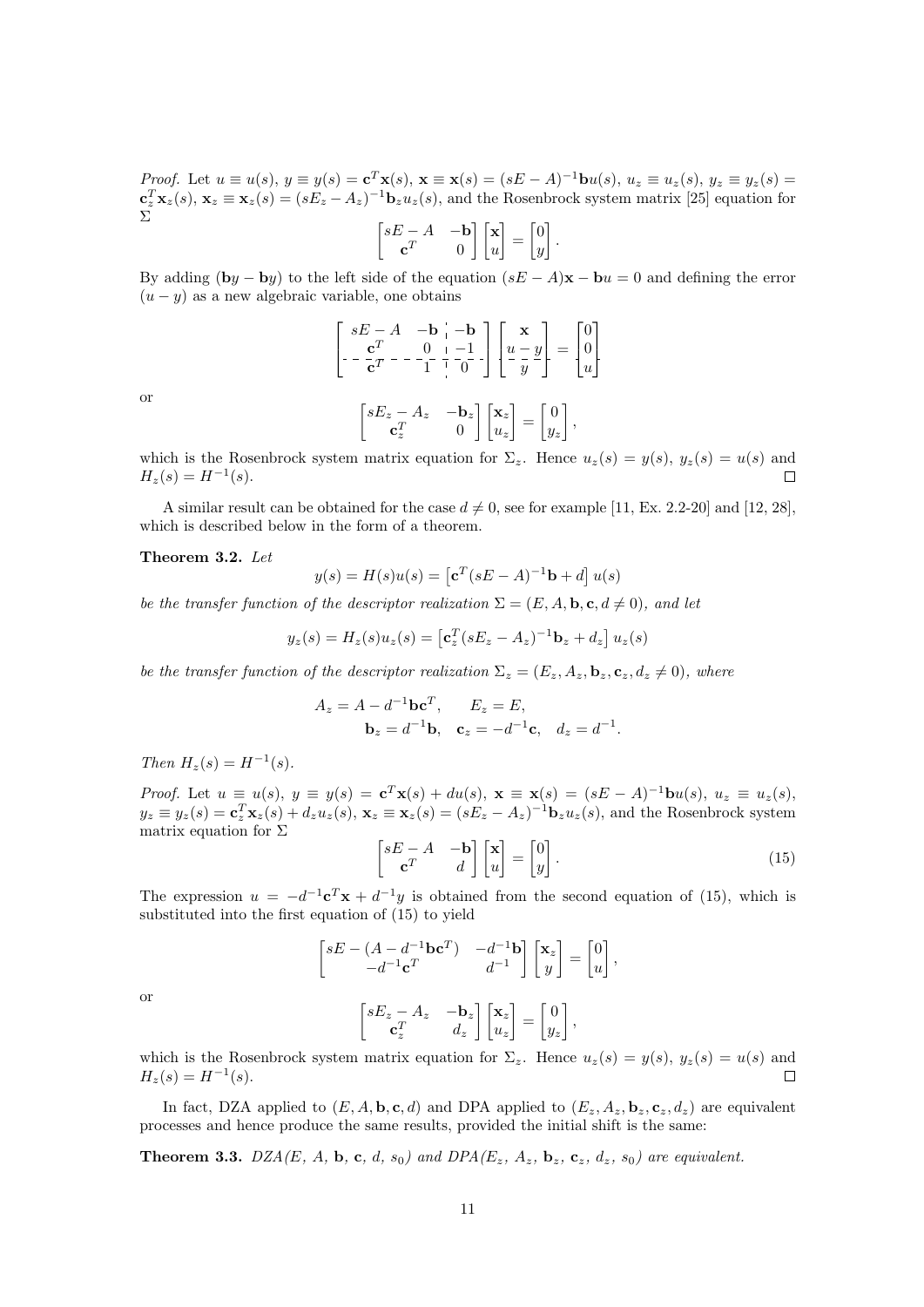*Proof.* Let $u \equiv u(s)$, $y \equiv y(s) = \mathbf{c}^T\mathbf{x}(s)$, $\mathbf{x} \equiv \mathbf{x}(s) = (sE - A)^{-1}\mathbf{b}u(s)$, $u_z \equiv u_z(s)$, $y_z \equiv y_z(s) = \mathbf{c}_z^T\mathbf{x}_z(s)$, $\mathbf{x}_z \equiv \mathbf{x}_z(s) = (sE_z - A_z)^{-1}\mathbf{b}_z u_z(s)$, and the Rosenbrock system matrix [25] equation for $\Sigma$

$$\begin{bmatrix} sE - A & -\mathbf{b} \\ \mathbf{c}^T & 0 \end{bmatrix} \begin{bmatrix} \mathbf{x} \\ u \end{bmatrix} = \begin{bmatrix} 0 \\ y \end{bmatrix}.$$

By adding $(\mathbf{b}y - \mathbf{b}y)$ to the left side of the equation $(sE - A)\mathbf{x} - \mathbf{b}u = 0$ and defining the error $(u - y)$ as a new algebraic variable, one obtains

$$\left[\begin{array}{cc|c} sE - A & -\mathbf{b} & -\mathbf{b} \\ \mathbf{c}^T & 0 & -1 \\ \hline \mathbf{c}^T & 1 & 0 \end{array}\right] \left[\begin{array}{c} \mathbf{x} \\ u - y \\ \hline y \end{array}\right] = \left[\begin{array}{c} 0 \\ 0 \\ \hline u \end{array}\right]$$

or

$$\begin{bmatrix} sE_z - A_z & -\mathbf{b}_z \\ \mathbf{c}_z^T & 0 \end{bmatrix} \begin{bmatrix} \mathbf{x}_z \\ u_z \end{bmatrix} = \begin{bmatrix} 0 \\ y_z \end{bmatrix},$$

which is the Rosenbrock system matrix equation for $\Sigma_z$. Hence $u_z(s) = y(s)$, $y_z(s) = u(s)$ and $H_z(s) = H^{-1}(s)$. □

A similar result can be obtained for the case $d \neq 0$, see for example [11, Ex. 2.2-20] and [12, 28], which is described below in the form of a theorem.

**Theorem 3.2.** *Let*

$$y(s) = H(s)u(s) = \left[\mathbf{c}^T(sE - A)^{-1}\mathbf{b} + d\right] u(s)$$

*be the transfer function of the descriptor realization* $\Sigma = (E, A, \mathbf{b}, \mathbf{c}, d \neq 0)$, *and let*

$$y_z(s) = H_z(s)u_z(s) = \left[\mathbf{c}_z^T(sE_z - A_z)^{-1}\mathbf{b}_z + d_z\right] u_z(s)$$

*be the transfer function of the descriptor realization* $\Sigma_z = (E_z, A_z, \mathbf{b}_z, \mathbf{c}_z, d_z \neq 0)$, *where*

$$A_z = A - d^{-1}\mathbf{b}\mathbf{c}^T, \qquad E_z = E,$$
$$\mathbf{b}_z = d^{-1}\mathbf{b}, \quad \mathbf{c}_z = -d^{-1}\mathbf{c}, \quad d_z = d^{-1}.$$

*Then* $H_z(s) = H^{-1}(s)$.

*Proof.* Let $u \equiv u(s)$, $y \equiv y(s) = \mathbf{c}^T\mathbf{x}(s) + du(s)$, $\mathbf{x} \equiv \mathbf{x}(s) = (sE - A)^{-1}\mathbf{b}u(s)$, $u_z \equiv u_z(s)$, $y_z \equiv y_z(s) = \mathbf{c}_z^T\mathbf{x}_z(s) + d_z u_z(s)$, $\mathbf{x}_z \equiv \mathbf{x}_z(s) = (sE_z - A_z)^{-1}\mathbf{b}_z u_z(s)$, and the Rosenbrock system matrix equation for $\Sigma$

$$\begin{bmatrix} sE - A & -\mathbf{b} \\ \mathbf{c}^T & d \end{bmatrix} \begin{bmatrix} \mathbf{x} \\ u \end{bmatrix} = \begin{bmatrix} 0 \\ y \end{bmatrix}. \tag{15}$$

The expression $u = -d^{-1}\mathbf{c}^T\mathbf{x} + d^{-1}y$ is obtained from the second equation of (15), which is substituted into the first equation of (15) to yield

$$\begin{bmatrix} sE - (A - d^{-1}\mathbf{b}\mathbf{c}^T) & -d^{-1}\mathbf{b} \\ -d^{-1}\mathbf{c}^T & d^{-1} \end{bmatrix} \begin{bmatrix} \mathbf{x}_z \\ y \end{bmatrix} = \begin{bmatrix} 0 \\ u \end{bmatrix},$$

or

$$\begin{bmatrix} sE_z - A_z & -\mathbf{b}_z \\ \mathbf{c}_z^T & d_z \end{bmatrix} \begin{bmatrix} \mathbf{x}_z \\ u_z \end{bmatrix} = \begin{bmatrix} 0 \\ y_z \end{bmatrix},$$

which is the Rosenbrock system matrix equation for $\Sigma_z$. Hence $u_z(s) = y(s)$, $y_z(s) = u(s)$ and $H_z(s) = H^{-1}(s)$. □

In fact, DZA applied to $(E, A, \mathbf{b}, \mathbf{c}, d)$ and DPA applied to $(E_z, A_z, \mathbf{b}_z, \mathbf{c}_z, d_z)$ are equivalent processes and hence produce the same results, provided the initial shift is the same:

**Theorem 3.3.** *DZA*($E$, $A$, $\mathbf{b}$, $\mathbf{c}$, $d$, $s_0$) *and DPA*($E_z$, $A_z$, $\mathbf{b}_z$, $\mathbf{c}_z$, $d_z$, $s_0$) *are equivalent.*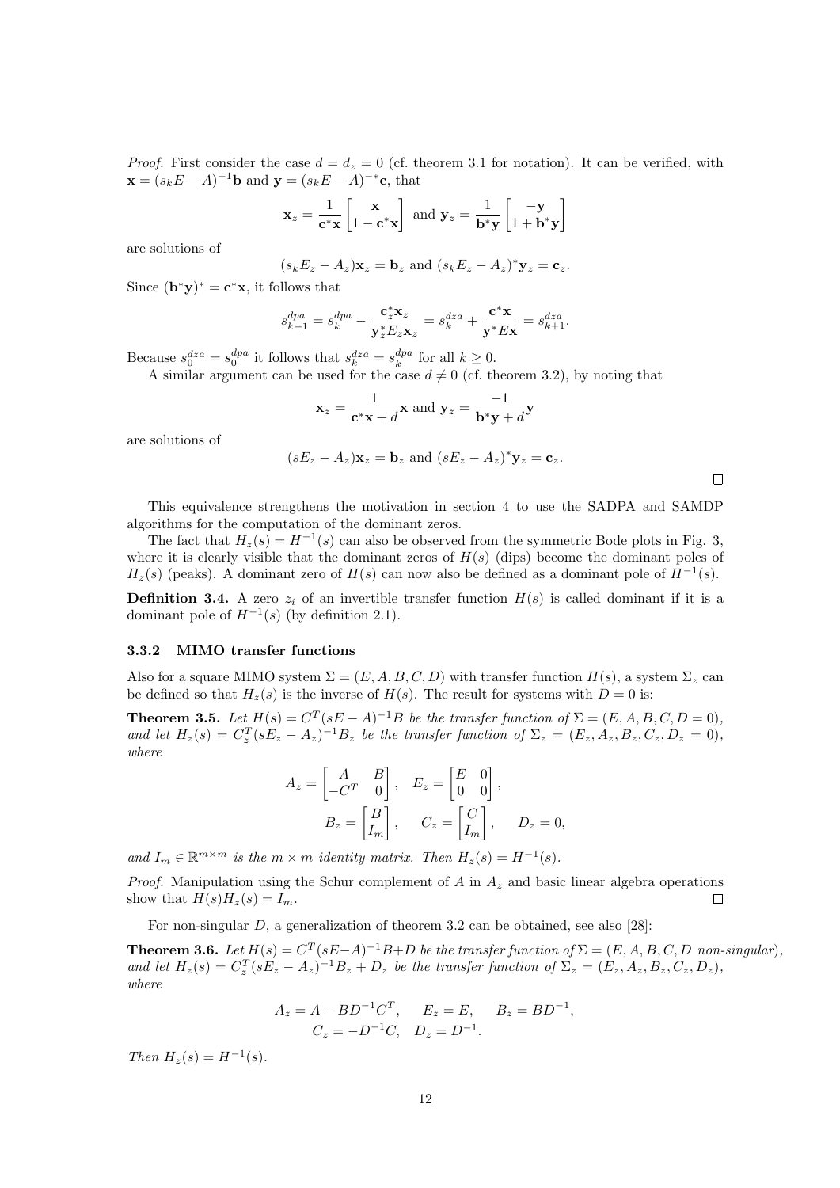*Proof.* First consider the case $d = d_z = 0$ (cf. theorem 3.1 for notation). It can be verified, with $\mathbf{x} = (s_k E - A)^{-1}\mathbf{b}$ and $\mathbf{y} = (s_k E - A)^{-*}\mathbf{c}$, that

$$\mathbf{x}_z = \frac{1}{\mathbf{c}^*\mathbf{x}} \begin{bmatrix} \mathbf{x} \\ 1 - \mathbf{c}^*\mathbf{x} \end{bmatrix} \text{ and } \mathbf{y}_z = \frac{1}{\mathbf{b}^*\mathbf{y}} \begin{bmatrix} -\mathbf{y} \\ 1 + \mathbf{b}^*\mathbf{y} \end{bmatrix}$$

are solutions of

$$(s_k E_z - A_z)\mathbf{x}_z = \mathbf{b}_z \text{ and } (s_k E_z - A_z)^*\mathbf{y}_z = \mathbf{c}_z.$$

Since $(\mathbf{b}^*\mathbf{y})^* = \mathbf{c}^*\mathbf{x}$, it follows that

$$s_{k+1}^{dpa} = s_k^{dpa} - \frac{\mathbf{c}_z^*\mathbf{x}_z}{\mathbf{y}_z^* E_z \mathbf{x}_z} = s_k^{dza} + \frac{\mathbf{c}^*\mathbf{x}}{\mathbf{y}^* E \mathbf{x}} = s_{k+1}^{dza}.$$

Because $s_0^{dza} = s_0^{dpa}$ it follows that $s_k^{dza} = s_k^{dpa}$ for all $k \geq 0$.

A similar argument can be used for the case $d \neq 0$ (cf. theorem 3.2), by noting that

$$\mathbf{x}_z = \frac{1}{\mathbf{c}^*\mathbf{x} + d}\mathbf{x} \text{ and } \mathbf{y}_z = \frac{-1}{\mathbf{b}^*\mathbf{y} + d}\mathbf{y}$$

are solutions of

$$(sE_z - A_z)\mathbf{x}_z = \mathbf{b}_z \text{ and } (sE_z - A_z)^*\mathbf{y}_z = \mathbf{c}_z.$$

□

This equivalence strengthens the motivation in section 4 to use the SADPA and SAMDP algorithms for the computation of the dominant zeros.

The fact that $H_z(s) = H^{-1}(s)$ can also be observed from the symmetric Bode plots in Fig. 3, where it is clearly visible that the dominant zeros of $H(s)$ (dips) become the dominant poles of $H_z(s)$ (peaks). A dominant zero of $H(s)$ can now also be defined as a dominant pole of $H^{-1}(s)$.

**Definition 3.4.** A zero $z_i$ of an invertible transfer function $H(s)$ is called dominant if it is a dominant pole of $H^{-1}(s)$ (by definition 2.1).

### 3.3.2 MIMO transfer functions

Also for a square MIMO system $\Sigma = (E, A, B, C, D)$ with transfer function $H(s)$, a system $\Sigma_z$ can be defined so that $H_z(s)$ is the inverse of $H(s)$. The result for systems with $D = 0$ is:

**Theorem 3.5.** *Let $H(s) = C^T(sE - A)^{-1}B$ be the transfer function of $\Sigma = (E, A, B, C, D = 0)$, and let $H_z(s) = C_z^T(sE_z - A_z)^{-1}B_z$ be the transfer function of $\Sigma_z = (E_z, A_z, B_z, C_z, D_z = 0)$, where*

$$A_z = \begin{bmatrix} A & B \\ -C^T & 0 \end{bmatrix}, \quad E_z = \begin{bmatrix} E & 0 \\ 0 & 0 \end{bmatrix},$$
$$B_z = \begin{bmatrix} B \\ I_m \end{bmatrix}, \quad C_z = \begin{bmatrix} C \\ I_m \end{bmatrix}, \quad D_z = 0,$$

*and $I_m \in \mathbb{R}^{m \times m}$ is the $m \times m$ identity matrix. Then $H_z(s) = H^{-1}(s)$.*

*Proof.* Manipulation using the Schur complement of $A$ in $A_z$ and basic linear algebra operations show that $H(s)H_z(s) = I_m$. □

For non-singular $D$, a generalization of theorem 3.2 can be obtained, see also [28]:

**Theorem 3.6.** *Let $H(s) = C^T(sE - A)^{-1}B + D$ be the transfer function of $\Sigma = (E, A, B, C, D$ non-singular$)$, and let $H_z(s) = C_z^T(sE_z - A_z)^{-1}B_z + D_z$ be the transfer function of $\Sigma_z = (E_z, A_z, B_z, C_z, D_z)$, where*

$$A_z = A - BD^{-1}C^T, \quad E_z = E, \quad B_z = BD^{-1},$$
$$C_z = -D^{-1}C, \quad D_z = D^{-1}.$$

*Then $H_z(s) = H^{-1}(s)$.*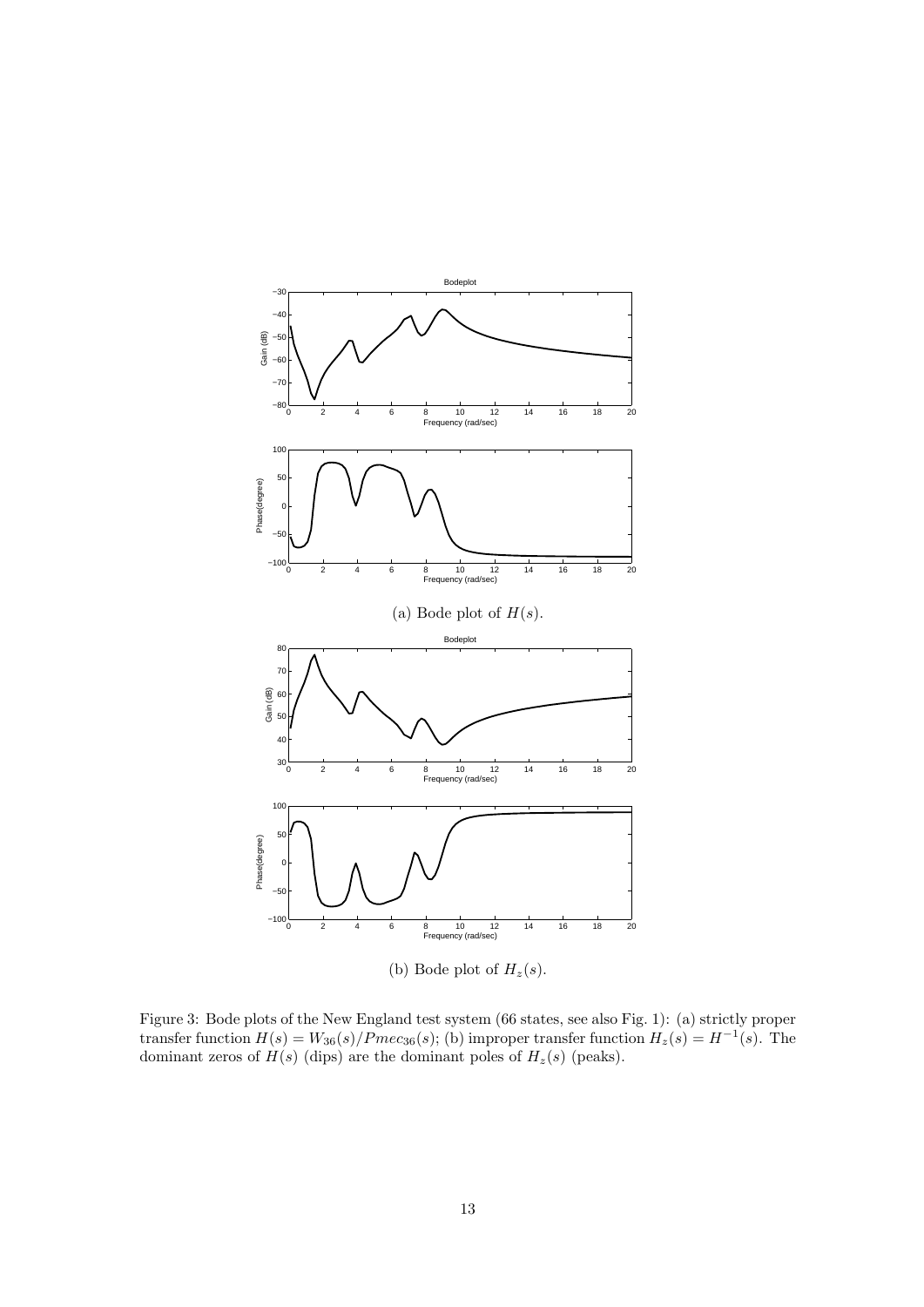(a) Bode plot of $H(s)$.

(b) Bode plot of $H_z(s)$.

Figure 3: Bode plots of the New England test system (66 states, see also Fig. 1): (a) strictly proper transfer function $H(s) = W_{36}(s)/Pmec_{36}(s)$; (b) improper transfer function $H_z(s) = H^{-1}(s)$. The dominant zeros of $H(s)$ (dips) are the dominant poles of $H_z(s)$ (peaks).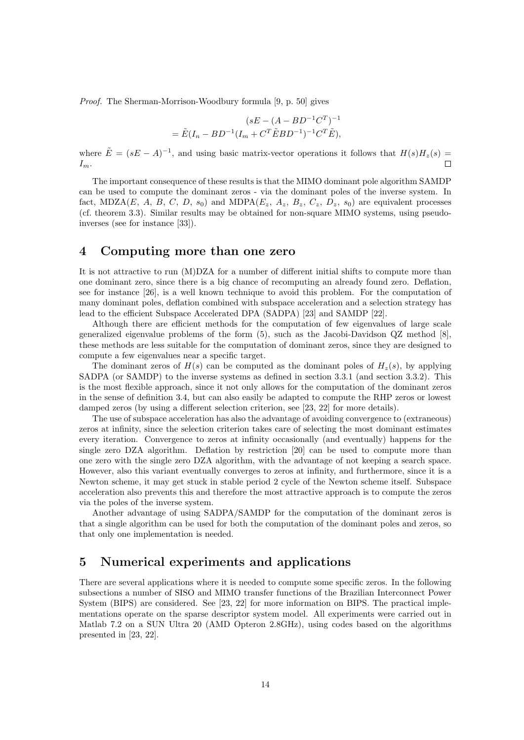*Proof.* The Sherman-Morrison-Woodbury formula [9, p. 50] gives

$$
\begin{aligned}
&(sE - (A - BD^{-1}C^T)^{-1} \\
&= \tilde{E}(I_n - BD^{-1}(I_m + C^T\tilde{E}BD^{-1})^{-1}C^T\tilde{E}),
\end{aligned}
$$

where $\tilde{E} = (sE - A)^{-1}$, and using basic matrix-vector operations it follows that $H(s)H_z(s) = I_m$. □

The important consequence of these results is that the MIMO dominant pole algorithm SAMDP can be used to compute the dominant zeros - via the dominant poles of the inverse system. In fact, MDZA($E$, $A$, $B$, $C$, $D$, $s_0$) and MDPA($E_z$, $A_z$, $B_z$, $C_z$, $D_z$, $s_0$) are equivalent processes (cf. theorem 3.3). Similar results may be obtained for non-square MIMO systems, using pseudo-inverses (see for instance [33]).

# 4 Computing more than one zero

It is not attractive to run (M)DZA for a number of different initial shifts to compute more than one dominant zero, since there is a big chance of recomputing an already found zero. Deflation, see for instance [26], is a well known technique to avoid this problem. For the computation of many dominant poles, deflation combined with subspace acceleration and a selection strategy has lead to the efficient Subspace Accelerated DPA (SADPA) [23] and SAMDP [22].

Although there are efficient methods for the computation of few eigenvalues of large scale generalized eigenvalue problems of the form (5), such as the Jacobi-Davidson QZ method [8], these methods are less suitable for the computation of dominant zeros, since they are designed to compute a few eigenvalues near a specific target.

The dominant zeros of $H(s)$ can be computed as the dominant poles of $H_z(s)$, by applying SADPA (or SAMDP) to the inverse systems as defined in section 3.3.1 (and section 3.3.2). This is the most flexible approach, since it not only allows for the computation of the dominant zeros in the sense of definition 3.4, but can also easily be adapted to compute the RHP zeros or lowest damped zeros (by using a different selection criterion, see [23, 22] for more details).

The use of subspace acceleration has also the advantage of avoiding convergence to (extraneous) zeros at infinity, since the selection criterion takes care of selecting the most dominant estimates every iteration. Convergence to zeros at infinity occasionally (and eventually) happens for the single zero DZA algorithm. Deflation by restriction [20] can be used to compute more than one zero with the single zero DZA algorithm, with the advantage of not keeping a search space. However, also this variant eventually converges to zeros at infinity, and furthermore, since it is a Newton scheme, it may get stuck in stable period 2 cycle of the Newton scheme itself. Subspace acceleration also prevents this and therefore the most attractive approach is to compute the zeros via the poles of the inverse system.

Another advantage of using SADPA/SAMDP for the computation of the dominant zeros is that a single algorithm can be used for both the computation of the dominant poles and zeros, so that only one implementation is needed.

# 5 Numerical experiments and applications

There are several applications where it is needed to compute some specific zeros. In the following subsections a number of SISO and MIMO transfer functions of the Brazilian Interconnect Power System (BIPS) are considered. See [23, 22] for more information on BIPS. The practical implementations operate on the sparse descriptor system model. All experiments were carried out in Matlab 7.2 on a SUN Ultra 20 (AMD Opteron 2.8GHz), using codes based on the algorithms presented in [23, 22].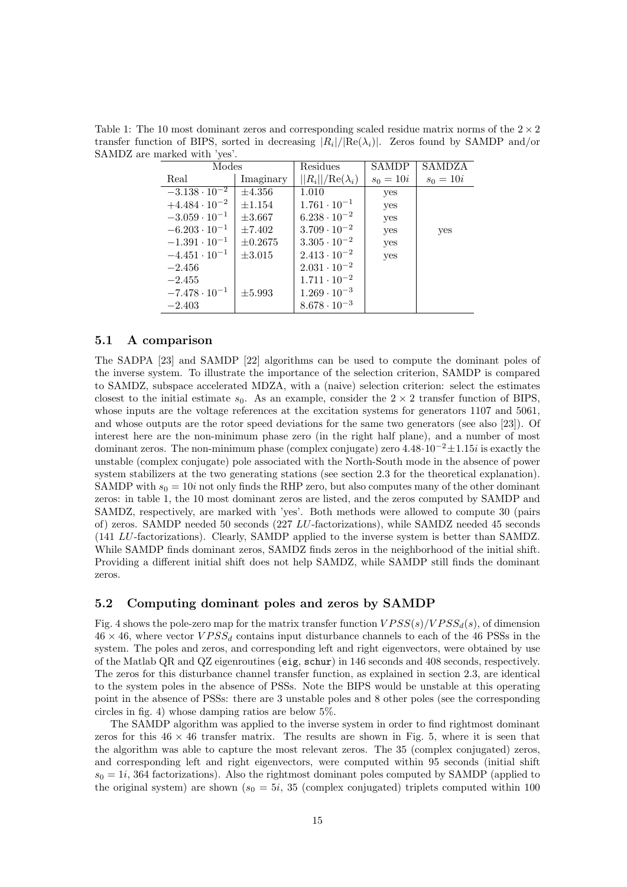Table 1: The 10 most dominant zeros and corresponding scaled residue matrix norms of the $2 \times 2$ transfer function of BIPS, sorted in decreasing $|R_i|/|\mathrm{Re}(\lambda_i)|$. Zeros found by SAMDP and/or SAMDZ are marked with 'yes'.

| Modes | | Residues | SAMDP | SAMDZA |
|---|---|---|---|---|
| Real | Imaginary | $\|\|R_i\|\|/\mathrm{Re}(\lambda_i)$ | $s_0 = 10i$ | $s_0 = 10i$ |
| $-3.138 \cdot 10^{-2}$ | $\pm 4.356$ | 1.010 | yes | |
| $+4.484 \cdot 10^{-2}$ | $\pm 1.154$ | $1.761 \cdot 10^{-1}$ | yes | |
| $-3.059 \cdot 10^{-1}$ | $\pm 3.667$ | $6.238 \cdot 10^{-2}$ | yes | |
| $-6.203 \cdot 10^{-1}$ | $\pm 7.402$ | $3.709 \cdot 10^{-2}$ | yes | yes |
| $-1.391 \cdot 10^{-1}$ | $\pm 0.2675$ | $3.305 \cdot 10^{-2}$ | yes | |
| $-4.451 \cdot 10^{-1}$ | $\pm 3.015$ | $2.413 \cdot 10^{-2}$ | yes | |
| $-2.456$ | | $2.031 \cdot 10^{-2}$ | | |
| $-2.455$ | | $1.711 \cdot 10^{-2}$ | | |
| $-7.478 \cdot 10^{-1}$ | $\pm 5.993$ | $1.269 \cdot 10^{-3}$ | | |
| $-2.403$ | | $8.678 \cdot 10^{-3}$ | | |

### 5.1 A comparison

The SADPA [23] and SAMDP [22] algorithms can be used to compute the dominant poles of the inverse system. To illustrate the importance of the selection criterion, SAMDP is compared to SAMDZ, subspace accelerated MDZA, with a (naive) selection criterion: select the estimates closest to the initial estimate $s_0$. As an example, consider the $2 \times 2$ transfer function of BIPS, whose inputs are the voltage references at the excitation systems for generators 1107 and 5061, and whose outputs are the rotor speed deviations for the same two generators (see also [23]). Of interest here are the non-minimum phase zero (in the right half plane), and a number of most dominant zeros. The non-minimum phase (complex conjugate) zero $4.48 \cdot 10^{-2} \pm 1.15i$ is exactly the unstable (complex conjugate) pole associated with the North-South mode in the absence of power system stabilizers at the two generating stations (see section 2.3 for the theoretical explanation). SAMDP with $s_0 = 10i$ not only finds the RHP zero, but also computes many of the other dominant zeros: in table 1, the 10 most dominant zeros are listed, and the zeros computed by SAMDP and SAMDZ, respectively, are marked with 'yes'. Both methods were allowed to compute 30 (pairs of) zeros. SAMDP needed 50 seconds (227 $LU$-factorizations), while SAMDZ needed 45 seconds (141 $LU$-factorizations). Clearly, SAMDP applied to the inverse system is better than SAMDZ. While SAMDP finds dominant zeros, SAMDZ finds zeros in the neighborhood of the initial shift. Providing a different initial shift does not help SAMDZ, while SAMDP still finds the dominant zeros.

### 5.2 Computing dominant poles and zeros by SAMDP

Fig. 4 shows the pole-zero map for the matrix transfer function $VPSS(s)/VPSS_d(s)$, of dimension $46 \times 46$, where vector $VPSS_d$ contains input disturbance channels to each of the 46 PSSs in the system. The poles and zeros, and corresponding left and right eigenvectors, were obtained by use of the Matlab QR and QZ eigenroutines (`eig`, `schur`) in 146 seconds and 408 seconds, respectively. The zeros for this disturbance channel transfer function, as explained in section 2.3, are identical to the system poles in the absence of PSSs. Note the BIPS would be unstable at this operating point in the absence of PSSs: there are 3 unstable poles and 8 other poles (see the corresponding circles in fig. 4) whose damping ratios are below 5%.

The SAMDP algorithm was applied to the inverse system in order to find rightmost dominant zeros for this $46 \times 46$ transfer matrix. The results are shown in Fig. 5, where it is seen that the algorithm was able to capture the most relevant zeros. The 35 (complex conjugated) zeros, and corresponding left and right eigenvectors, were computed within 95 seconds (initial shift $s_0 = 1i$, 364 factorizations). Also the rightmost dominant poles computed by SAMDP (applied to the original system) are shown ($s_0 = 5i$, 35 (complex conjugated) triplets computed within 100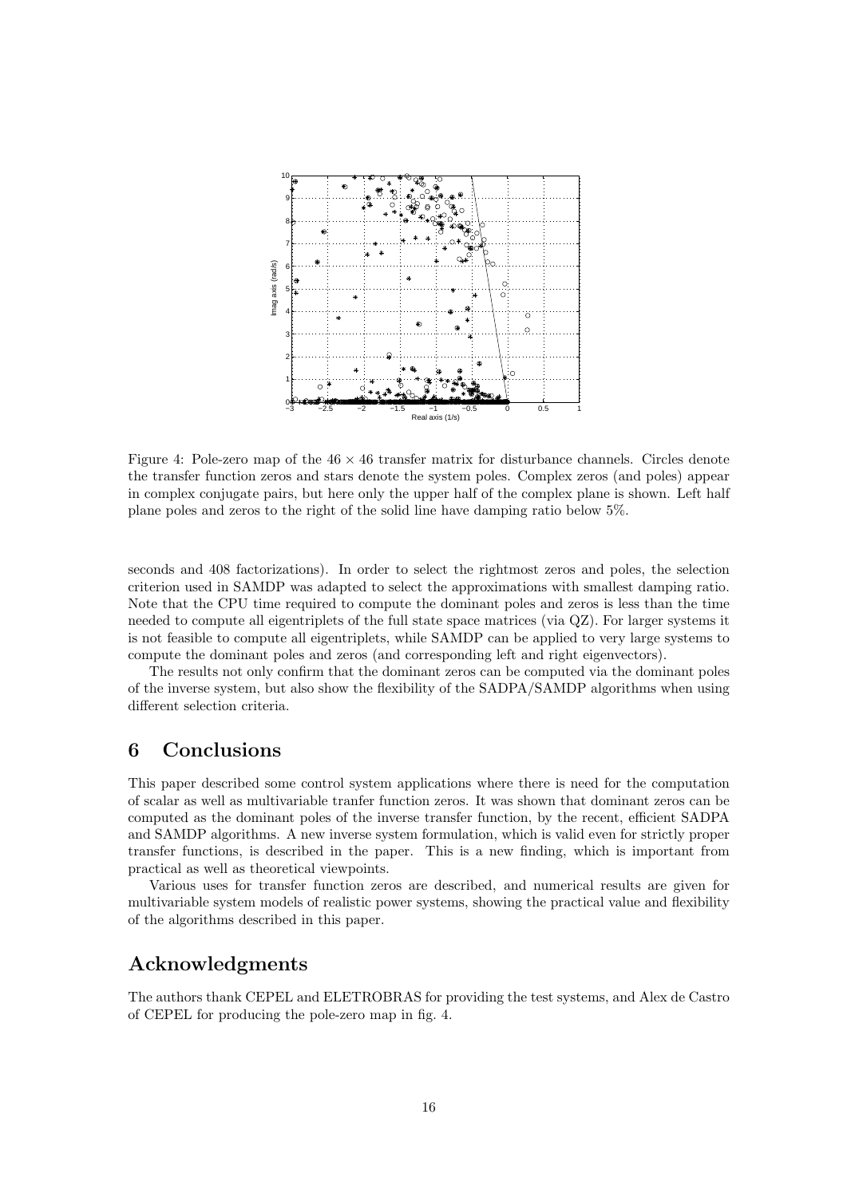Figure 4: Pole-zero map of the $46 \times 46$ transfer matrix for disturbance channels. Circles denote the transfer function zeros and stars denote the system poles. Complex zeros (and poles) appear in complex conjugate pairs, but here only the upper half of the complex plane is shown. Left half plane poles and zeros to the right of the solid line have damping ratio below 5%.

seconds and 408 factorizations). In order to select the rightmost zeros and poles, the selection criterion used in SAMDP was adapted to select the approximations with smallest damping ratio. Note that the CPU time required to compute the dominant poles and zeros is less than the time needed to compute all eigentriplets of the full state space matrices (via QZ). For larger systems it is not feasible to compute all eigentriplets, while SAMDP can be applied to very large systems to compute the dominant poles and zeros (and corresponding left and right eigenvectors).

The results not only confirm that the dominant zeros can be computed via the dominant poles of the inverse system, but also show the flexibility of the SADPA/SAMDP algorithms when using different selection criteria.

## 6 Conclusions

This paper described some control system applications where there is need for the computation of scalar as well as multivariable tranfer function zeros. It was shown that dominant zeros can be computed as the dominant poles of the inverse transfer function, by the recent, efficient SADPA and SAMDP algorithms. A new inverse system formulation, which is valid even for strictly proper transfer functions, is described in the paper. This is a new finding, which is important from practical as well as theoretical viewpoints.

Various uses for transfer function zeros are described, and numerical results are given for multivariable system models of realistic power systems, showing the practical value and flexibility of the algorithms described in this paper.

## Acknowledgments

The authors thank CEPEL and ELETROBRAS for providing the test systems, and Alex de Castro of CEPEL for producing the pole-zero map in fig. 4.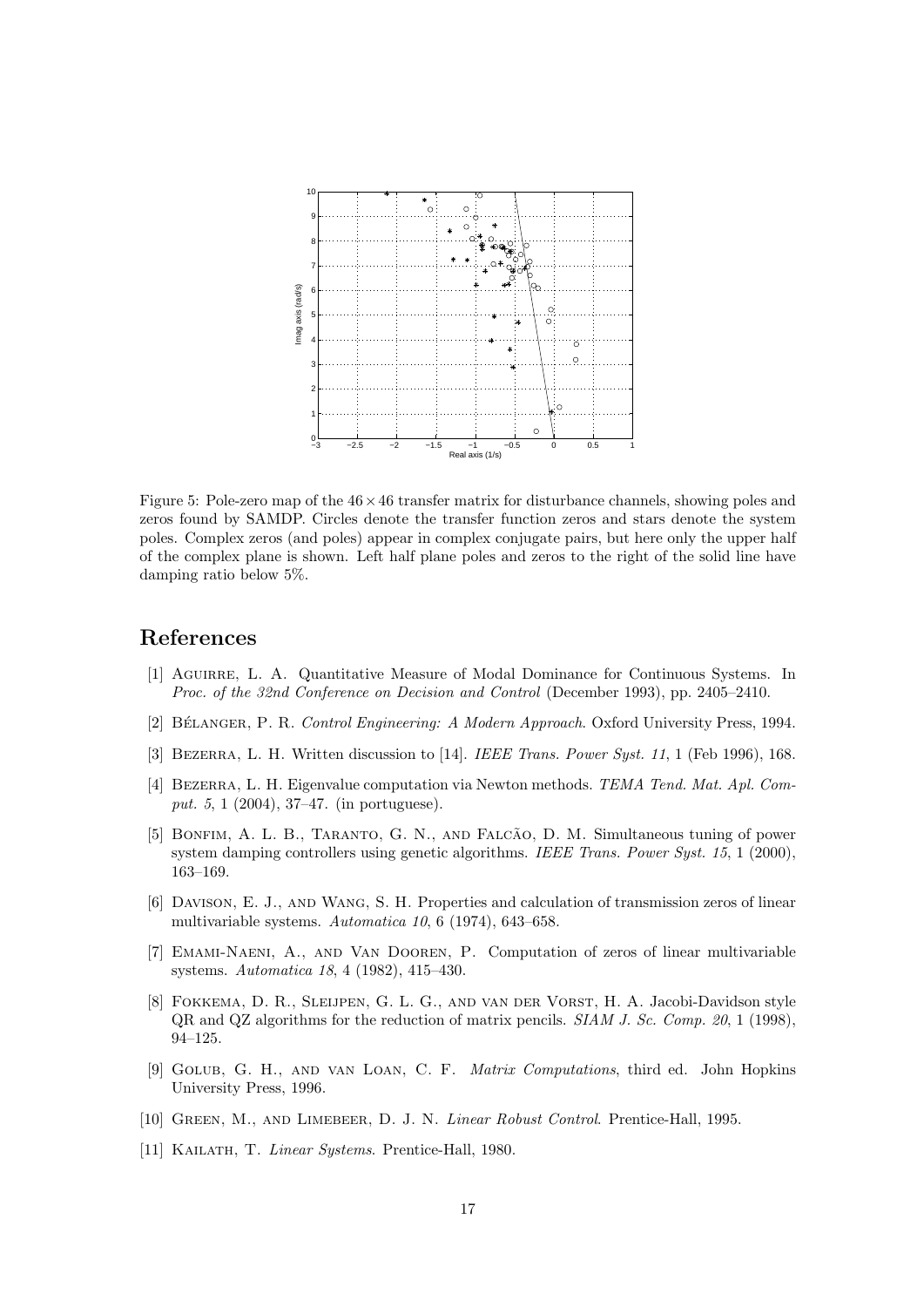Figure 5: Pole-zero map of the $46 \times 46$ transfer matrix for disturbance channels, showing poles and zeros found by SAMDP. Circles denote the transfer function zeros and stars denote the system poles. Complex zeros (and poles) appear in complex conjugate pairs, but here only the upper half of the complex plane is shown. Left half plane poles and zeros to the right of the solid line have damping ratio below 5%.

# References

[1] Aguirre, L. A. Quantitative Measure of Modal Dominance for Continuous Systems. In *Proc. of the 32nd Conference on Decision and Control* (December 1993), pp. 2405–2410.

[2] Bélanger, P. R. *Control Engineering: A Modern Approach*. Oxford University Press, 1994.

[3] Bezerra, L. H. Written discussion to [14]. *IEEE Trans. Power Syst. 11*, 1 (Feb 1996), 168.

[4] Bezerra, L. H. Eigenvalue computation via Newton methods. *TEMA Tend. Mat. Apl. Comput. 5*, 1 (2004), 37–47. (in portuguese).

[5] Bonfim, A. L. B., Taranto, G. N., and Falcão, D. M. Simultaneous tuning of power system damping controllers using genetic algorithms. *IEEE Trans. Power Syst. 15*, 1 (2000), 163–169.

[6] Davison, E. J., and Wang, S. H. Properties and calculation of transmission zeros of linear multivariable systems. *Automatica 10*, 6 (1974), 643–658.

[7] Emami-Naeni, A., and Van Dooren, P. Computation of zeros of linear multivariable systems. *Automatica 18*, 4 (1982), 415–430.

[8] Fokkema, D. R., Sleijpen, G. L. G., and van der Vorst, H. A. Jacobi-Davidson style QR and QZ algorithms for the reduction of matrix pencils. *SIAM J. Sc. Comp. 20*, 1 (1998), 94–125.

[9] Golub, G. H., and van Loan, C. F. *Matrix Computations*, third ed. John Hopkins University Press, 1996.

[10] Green, M., and Limebeer, D. J. N. *Linear Robust Control*. Prentice-Hall, 1995.

[11] Kailath, T. *Linear Systems*. Prentice-Hall, 1980.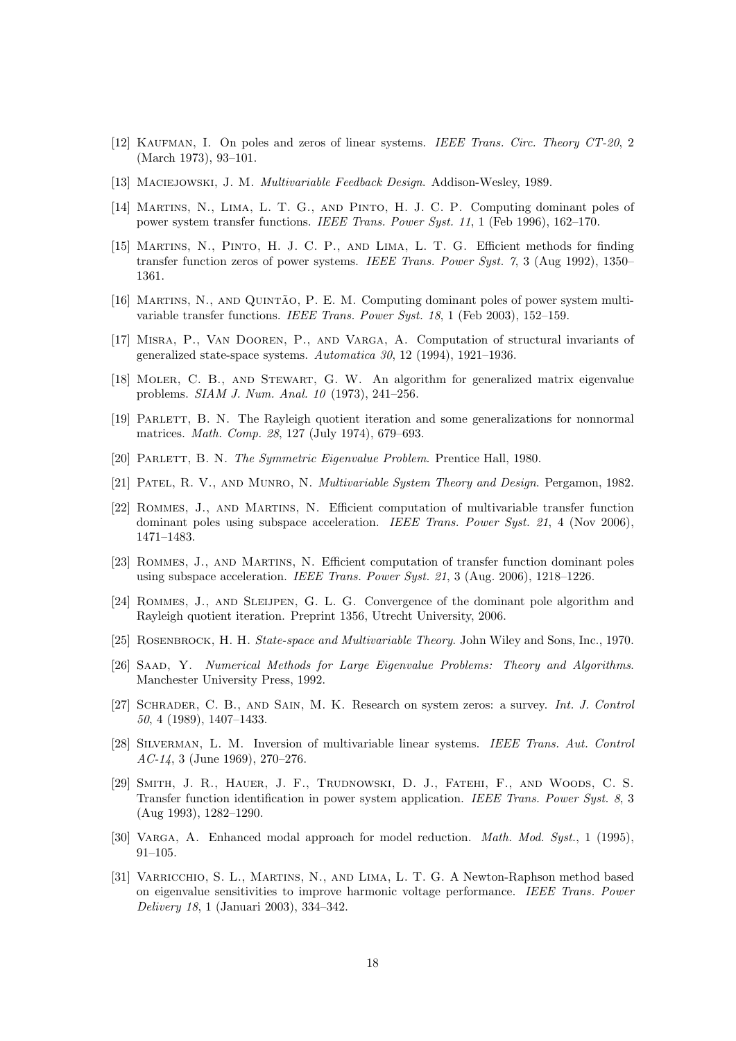[12] Kaufman, I. On poles and zeros of linear systems. *IEEE Trans. Circ. Theory CT-20*, 2 (March 1973), 93–101.

[13] Maciejowski, J. M. *Multivariable Feedback Design*. Addison-Wesley, 1989.

[14] Martins, N., Lima, L. T. G., and Pinto, H. J. C. P. Computing dominant poles of power system transfer functions. *IEEE Trans. Power Syst. 11*, 1 (Feb 1996), 162–170.

[15] Martins, N., Pinto, H. J. C. P., and Lima, L. T. G. Efficient methods for finding transfer function zeros of power systems. *IEEE Trans. Power Syst. 7*, 3 (Aug 1992), 1350–1361.

[16] Martins, N., and Quintão, P. E. M. Computing dominant poles of power system multivariable transfer functions. *IEEE Trans. Power Syst. 18*, 1 (Feb 2003), 152–159.

[17] Misra, P., Van Dooren, P., and Varga, A. Computation of structural invariants of generalized state-space systems. *Automatica 30*, 12 (1994), 1921–1936.

[18] Moler, C. B., and Stewart, G. W. An algorithm for generalized matrix eigenvalue problems. *SIAM J. Num. Anal. 10* (1973), 241–256.

[19] Parlett, B. N. The Rayleigh quotient iteration and some generalizations for nonnormal matrices. *Math. Comp. 28*, 127 (July 1974), 679–693.

[20] Parlett, B. N. *The Symmetric Eigenvalue Problem*. Prentice Hall, 1980.

[21] Patel, R. V., and Munro, N. *Multivariable System Theory and Design*. Pergamon, 1982.

[22] Rommes, J., and Martins, N. Efficient computation of multivariable transfer function dominant poles using subspace acceleration. *IEEE Trans. Power Syst. 21*, 4 (Nov 2006), 1471–1483.

[23] Rommes, J., and Martins, N. Efficient computation of transfer function dominant poles using subspace acceleration. *IEEE Trans. Power Syst. 21*, 3 (Aug. 2006), 1218–1226.

[24] Rommes, J., and Sleijpen, G. L. G. Convergence of the dominant pole algorithm and Rayleigh quotient iteration. Preprint 1356, Utrecht University, 2006.

[25] Rosenbrock, H. H. *State-space and Multivariable Theory*. John Wiley and Sons, Inc., 1970.

[26] Saad, Y. *Numerical Methods for Large Eigenvalue Problems: Theory and Algorithms*. Manchester University Press, 1992.

[27] Schrader, C. B., and Sain, M. K. Research on system zeros: a survey. *Int. J. Control 50*, 4 (1989), 1407–1433.

[28] Silverman, L. M. Inversion of multivariable linear systems. *IEEE Trans. Aut. Control AC-14*, 3 (June 1969), 270–276.

[29] Smith, J. R., Hauer, J. F., Trudnowski, D. J., Fatehi, F., and Woods, C. S. Transfer function identification in power system application. *IEEE Trans. Power Syst. 8*, 3 (Aug 1993), 1282–1290.

[30] Varga, A. Enhanced modal approach for model reduction. *Math. Mod. Syst.*, 1 (1995), 91–105.

[31] Varricchio, S. L., Martins, N., and Lima, L. T. G. A Newton-Raphson method based on eigenvalue sensitivities to improve harmonic voltage performance. *IEEE Trans. Power Delivery 18*, 1 (Januari 2003), 334–342.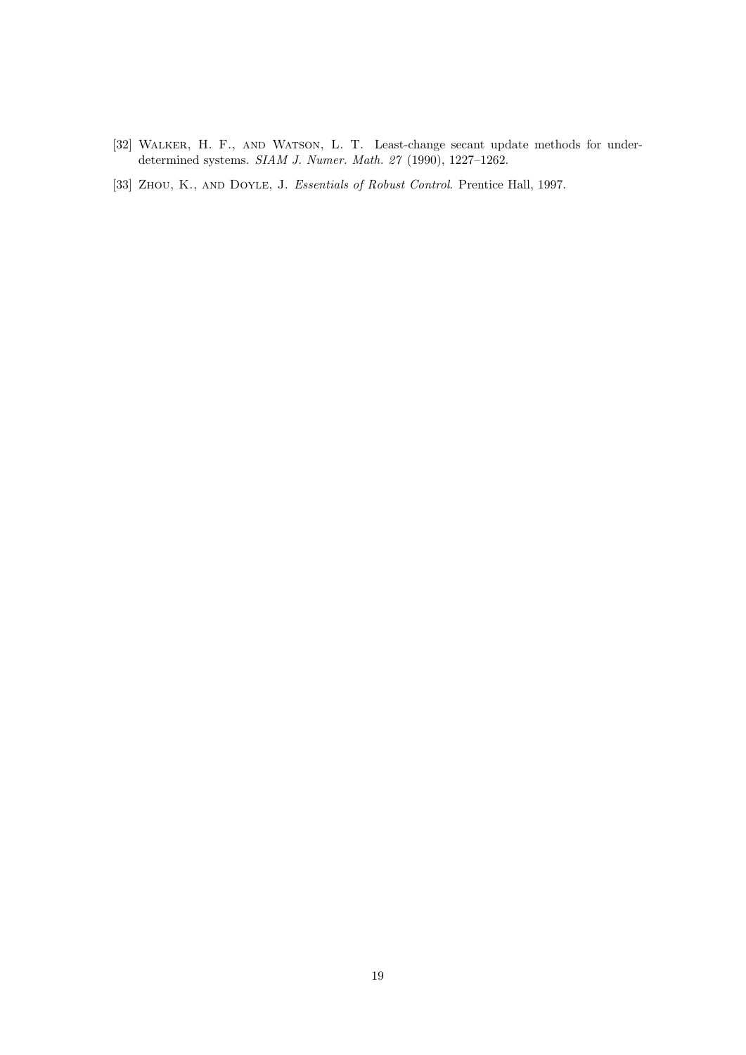[32] Walker, H. F., and Watson, L. T. Least-change secant update methods for underdetermined systems. *SIAM J. Numer. Math. 27* (1990), 1227–1262.

[33] Zhou, K., and Doyle, J. *Essentials of Robust Control*. Prentice Hall, 1997.